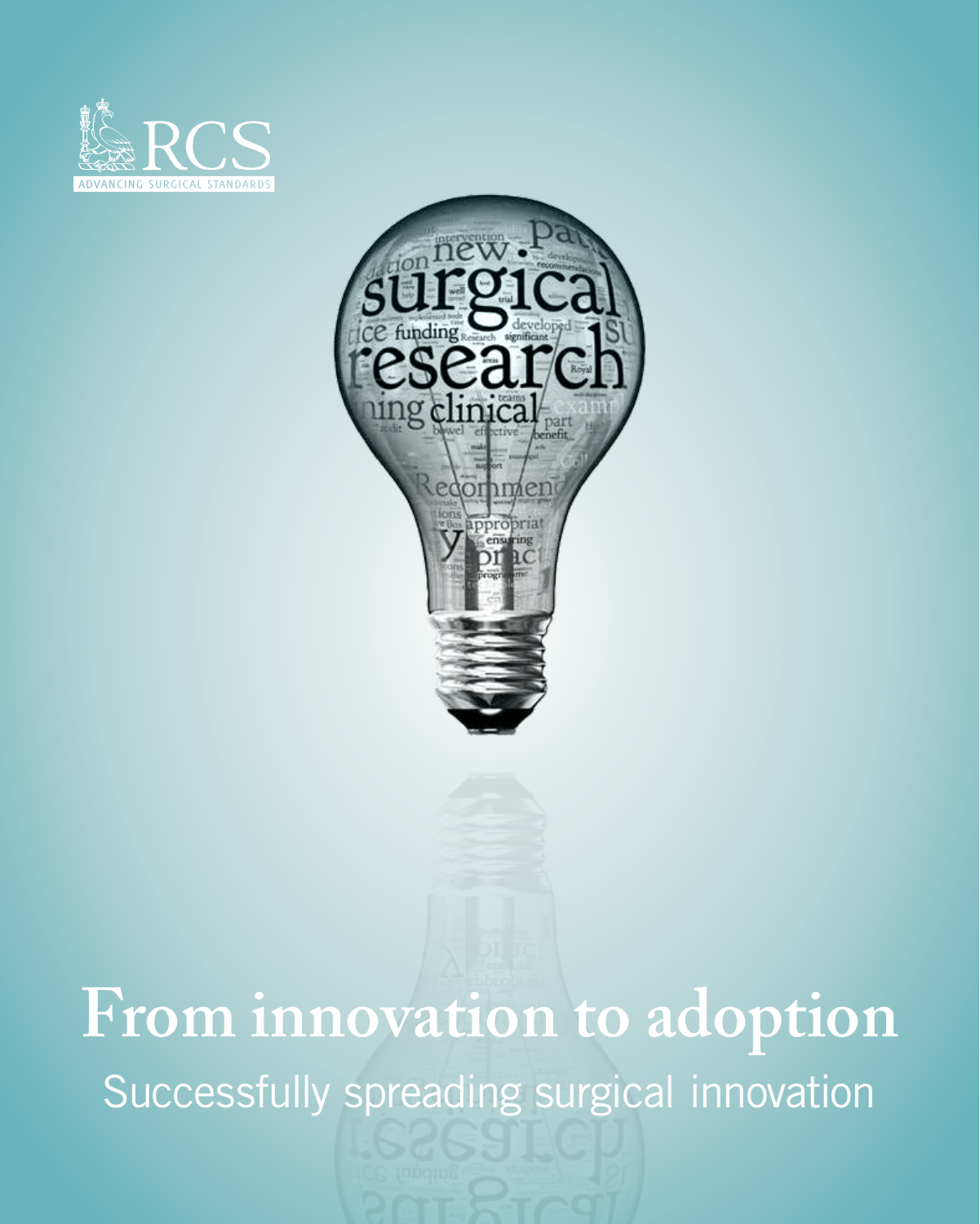RCS

ADVANCING SURGICAL STANDARDS

# From innovation to adoption

## Successfully spreading surgical innovation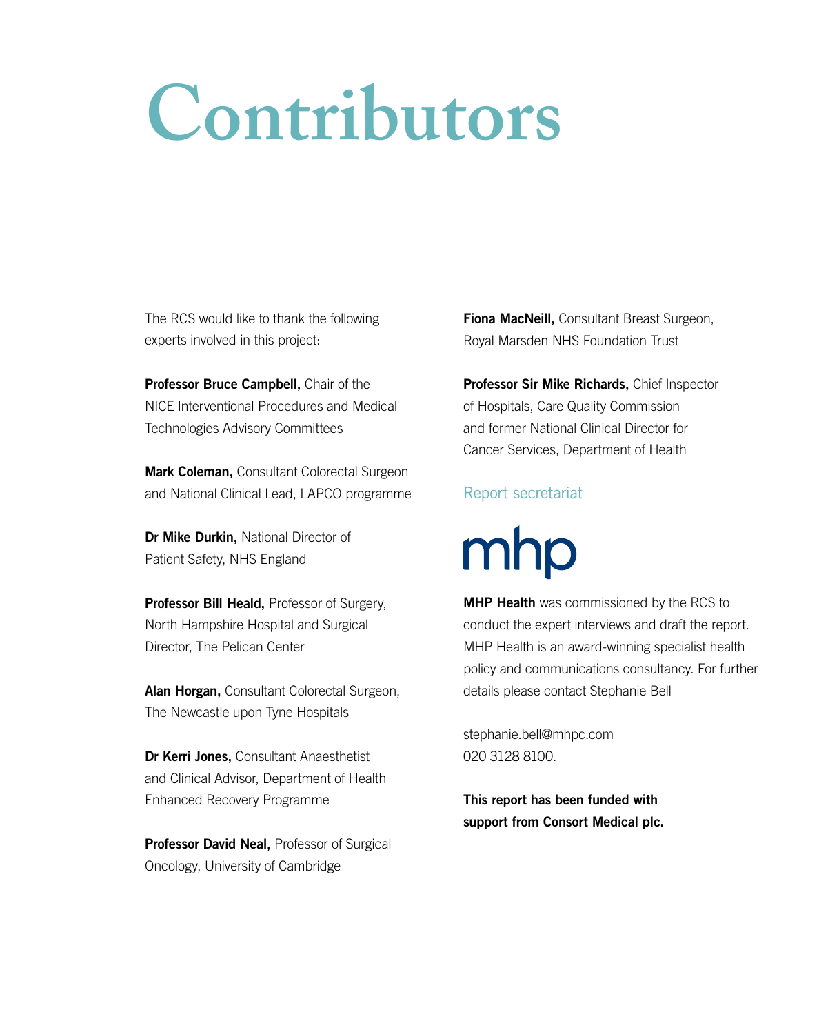# Contributors

The RCS would like to thank the following experts involved in this project:

**Professor Bruce Campbell,** Chair of the NICE Interventional Procedures and Medical Technologies Advisory Committees

**Mark Coleman,** Consultant Colorectal Surgeon and National Clinical Lead, LAPCO programme

**Dr Mike Durkin,** National Director of Patient Safety, NHS England

**Professor Bill Heald,** Professor of Surgery, North Hampshire Hospital and Surgical Director, The Pelican Center

**Alan Horgan,** Consultant Colorectal Surgeon, The Newcastle upon Tyne Hospitals

**Dr Kerri Jones,** Consultant Anaesthetist and Clinical Advisor, Department of Health Enhanced Recovery Programme

**Professor David Neal,** Professor of Surgical Oncology, University of Cambridge

**Fiona MacNeill,** Consultant Breast Surgeon, Royal Marsden NHS Foundation Trust

**Professor Sir Mike Richards,** Chief Inspector of Hospitals, Care Quality Commission and former National Clinical Director for Cancer Services, Department of Health

## Report secretariat

mhp

**MHP Health** was commissioned by the RCS to conduct the expert interviews and draft the report. MHP Health is an award-winning specialist health policy and communications consultancy. For further details please contact Stephanie Bell

stephanie.bell@mhpc.com
020 3128 8100.

**This report has been funded with support from Consort Medical plc.**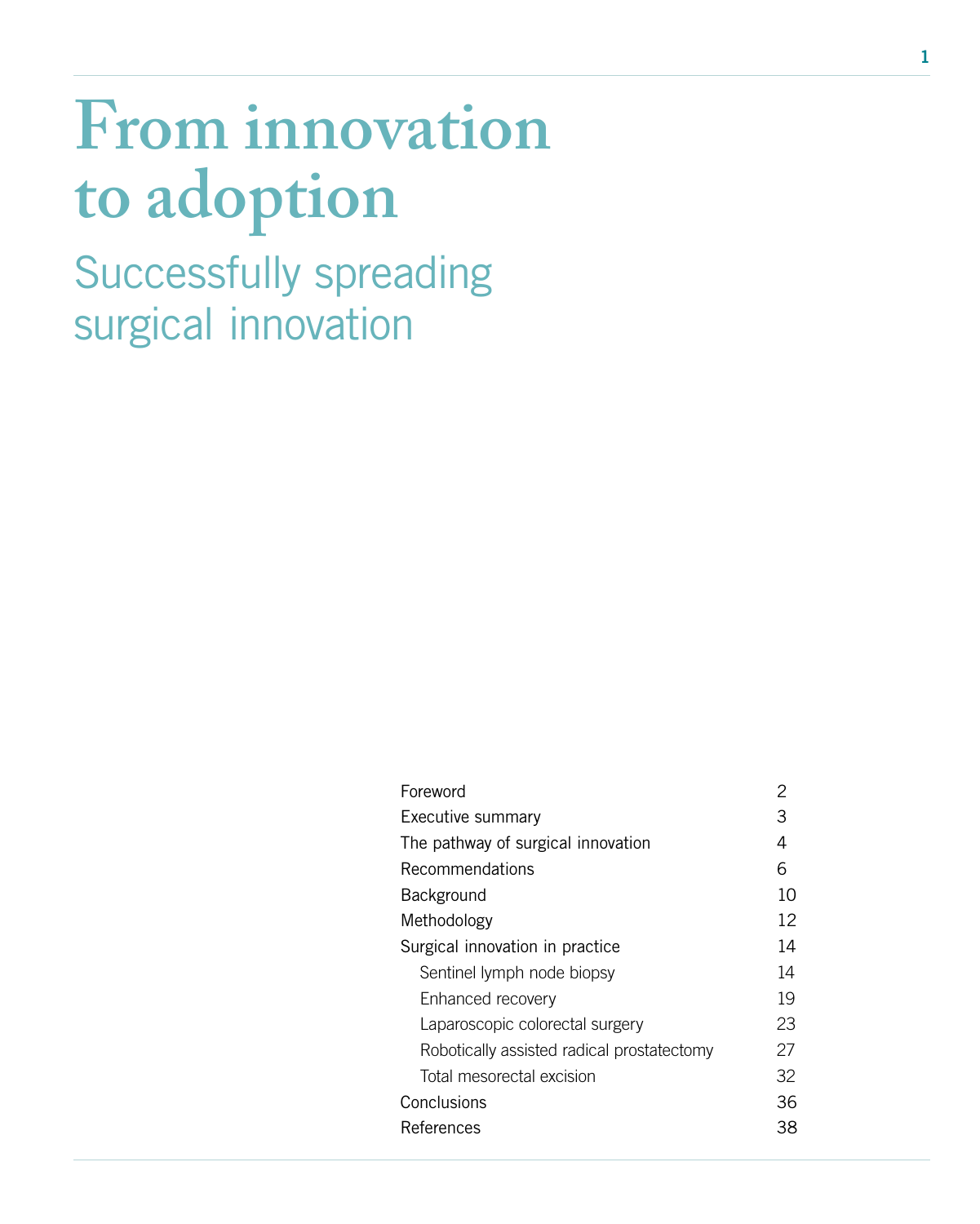# From innovation to adoption

## Successfully spreading surgical innovation

| | |
|---|---|
| Foreword | 2 |
| Executive summary | 3 |
| The pathway of surgical innovation | 4 |
| Recommendations | 6 |
| Background | 10 |
| Methodology | 12 |
| Surgical innovation in practice | 14 |
| Sentinel lymph node biopsy | 14 |
| Enhanced recovery | 19 |
| Laparoscopic colorectal surgery | 23 |
| Robotically assisted radical prostatectomy | 27 |
| Total mesorectal excision | 32 |
| Conclusions | 36 |
| References | 38 |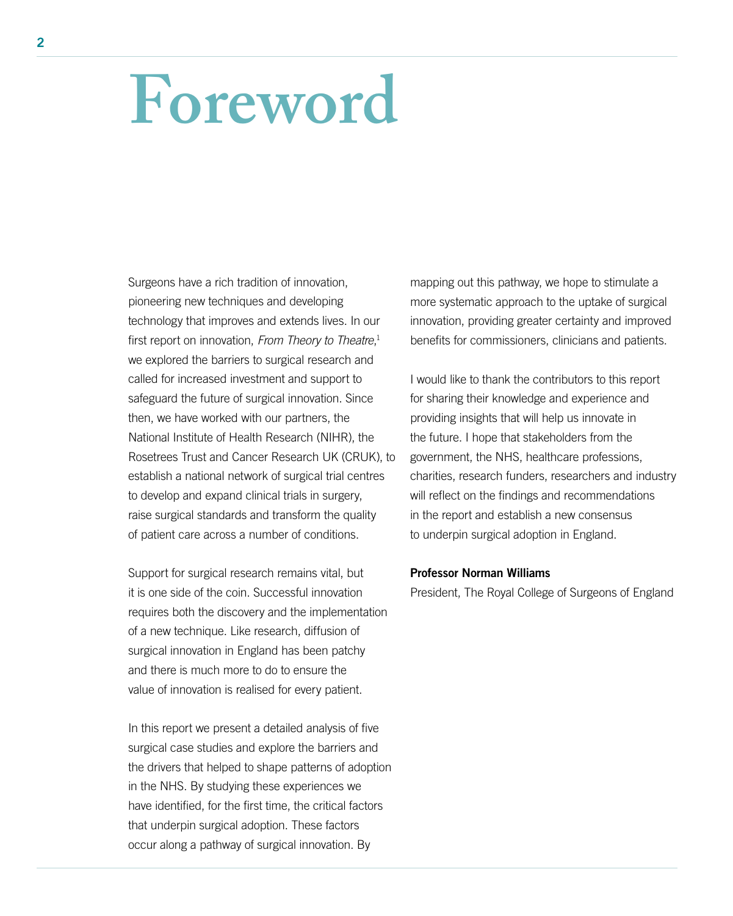# Foreword

Surgeons have a rich tradition of innovation, pioneering new techniques and developing technology that improves and extends lives. In our first report on innovation, *From Theory to Theatre*,[1] we explored the barriers to surgical research and called for increased investment and support to safeguard the future of surgical innovation. Since then, we have worked with our partners, the National Institute of Health Research (NIHR), the Rosetrees Trust and Cancer Research UK (CRUK), to establish a national network of surgical trial centres to develop and expand clinical trials in surgery, raise surgical standards and transform the quality of patient care across a number of conditions.

Support for surgical research remains vital, but it is one side of the coin. Successful innovation requires both the discovery and the implementation of a new technique. Like research, diffusion of surgical innovation in England has been patchy and there is much more to do to ensure the value of innovation is realised for every patient.

In this report we present a detailed analysis of five surgical case studies and explore the barriers and the drivers that helped to shape patterns of adoption in the NHS. By studying these experiences we have identified, for the first time, the critical factors that underpin surgical adoption. These factors occur along a pathway of surgical innovation. By mapping out this pathway, we hope to stimulate a more systematic approach to the uptake of surgical innovation, providing greater certainty and improved benefits for commissioners, clinicians and patients.

I would like to thank the contributors to this report for sharing their knowledge and experience and providing insights that will help us innovate in the future. I hope that stakeholders from the government, the NHS, healthcare professions, charities, research funders, researchers and industry will reflect on the findings and recommendations in the report and establish a new consensus to underpin surgical adoption in England.

**Professor Norman Williams**

President, The Royal College of Surgeons of England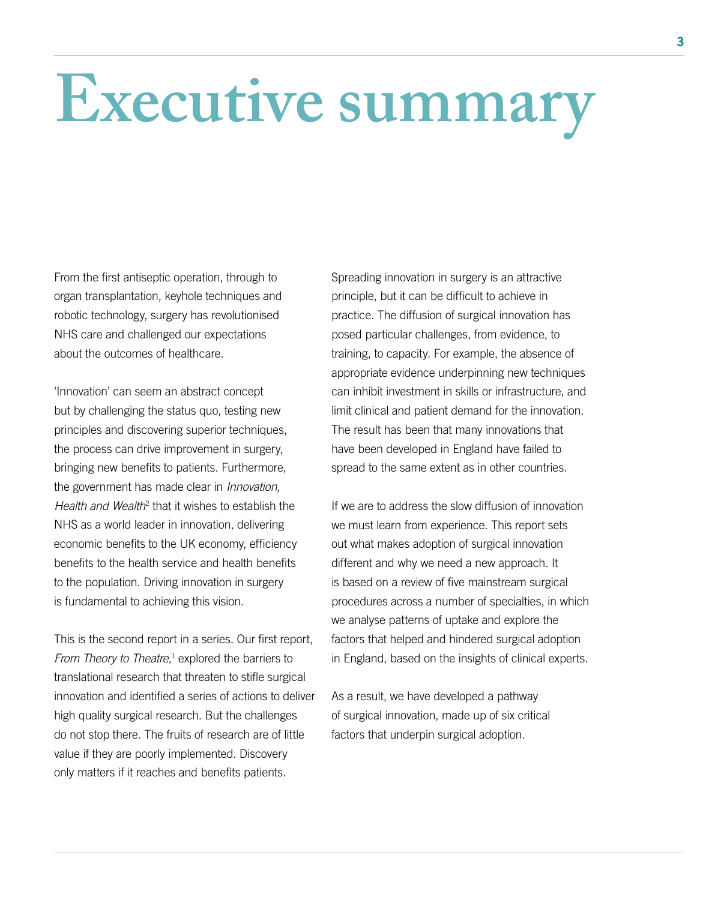# Executive summary

From the first antiseptic operation, through to organ transplantation, keyhole techniques and robotic technology, surgery has revolutionised NHS care and challenged our expectations about the outcomes of healthcare.

'Innovation' can seem an abstract concept but by challenging the status quo, testing new principles and discovering superior techniques, the process can drive improvement in surgery, bringing new benefits to patients. Furthermore, the government has made clear in *Innovation, Health and Wealth*[2] that it wishes to establish the NHS as a world leader in innovation, delivering economic benefits to the UK economy, efficiency benefits to the health service and health benefits to the population. Driving innovation in surgery is fundamental to achieving this vision.

This is the second report in a series. Our first report, *From Theory to Theatre*,[1] explored the barriers to translational research that threaten to stifle surgical innovation and identified a series of actions to deliver high quality surgical research. But the challenges do not stop there. The fruits of research are of little value if they are poorly implemented. Discovery only matters if it reaches and benefits patients.

Spreading innovation in surgery is an attractive principle, but it can be difficult to achieve in practice. The diffusion of surgical innovation has posed particular challenges, from evidence, to training, to capacity. For example, the absence of appropriate evidence underpinning new techniques can inhibit investment in skills or infrastructure, and limit clinical and patient demand for the innovation. The result has been that many innovations that have been developed in England have failed to spread to the same extent as in other countries.

If we are to address the slow diffusion of innovation we must learn from experience. This report sets out what makes adoption of surgical innovation different and why we need a new approach. It is based on a review of five mainstream surgical procedures across a number of specialties, in which we analyse patterns of uptake and explore the factors that helped and hindered surgical adoption in England, based on the insights of clinical experts.

As a result, we have developed a pathway of surgical innovation, made up of six critical factors that underpin surgical adoption.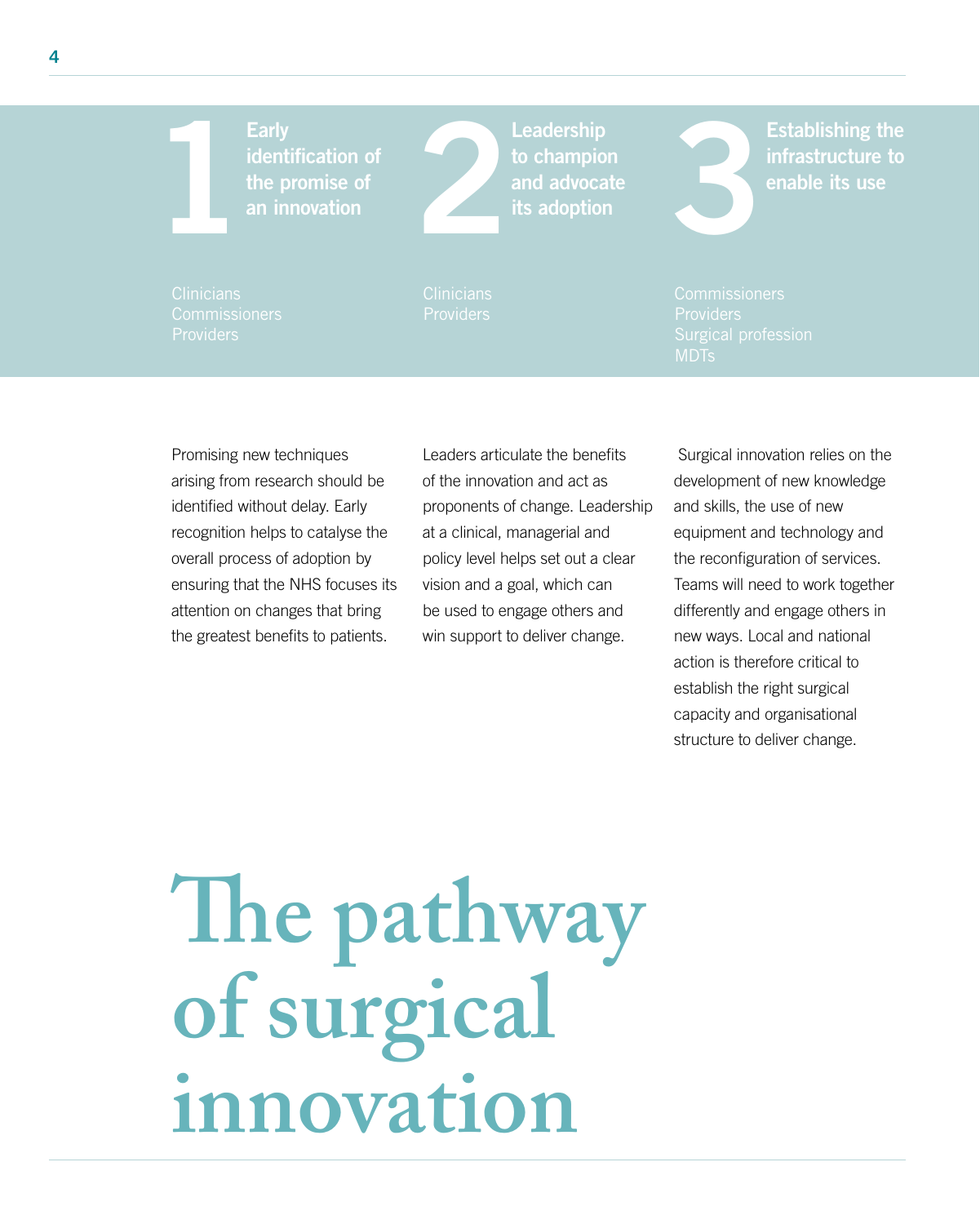# 1 Early identification of the promise of an innovation

Clinicians
Commissioners
Providers

Promising new techniques arising from research should be identified without delay. Early recognition helps to catalyse the overall process of adoption by ensuring that the NHS focuses its attention on changes that bring the greatest benefits to patients.

# 2 Leadership to champion and advocate its adoption

Clinicians
Providers

Leaders articulate the benefits of the innovation and act as proponents of change. Leadership at a clinical, managerial and policy level helps set out a clear vision and a goal, which can be used to engage others and win support to deliver change.

# 3 Establishing the infrastructure to enable its use

Commissioners
Providers
Surgical profession
MDTs

Surgical innovation relies on the development of new knowledge and skills, the use of new equipment and technology and the reconfiguration of services. Teams will need to work together differently and engage others in new ways. Local and national action is therefore critical to establish the right surgical capacity and organisational structure to deliver change.

# The pathway of surgical innovation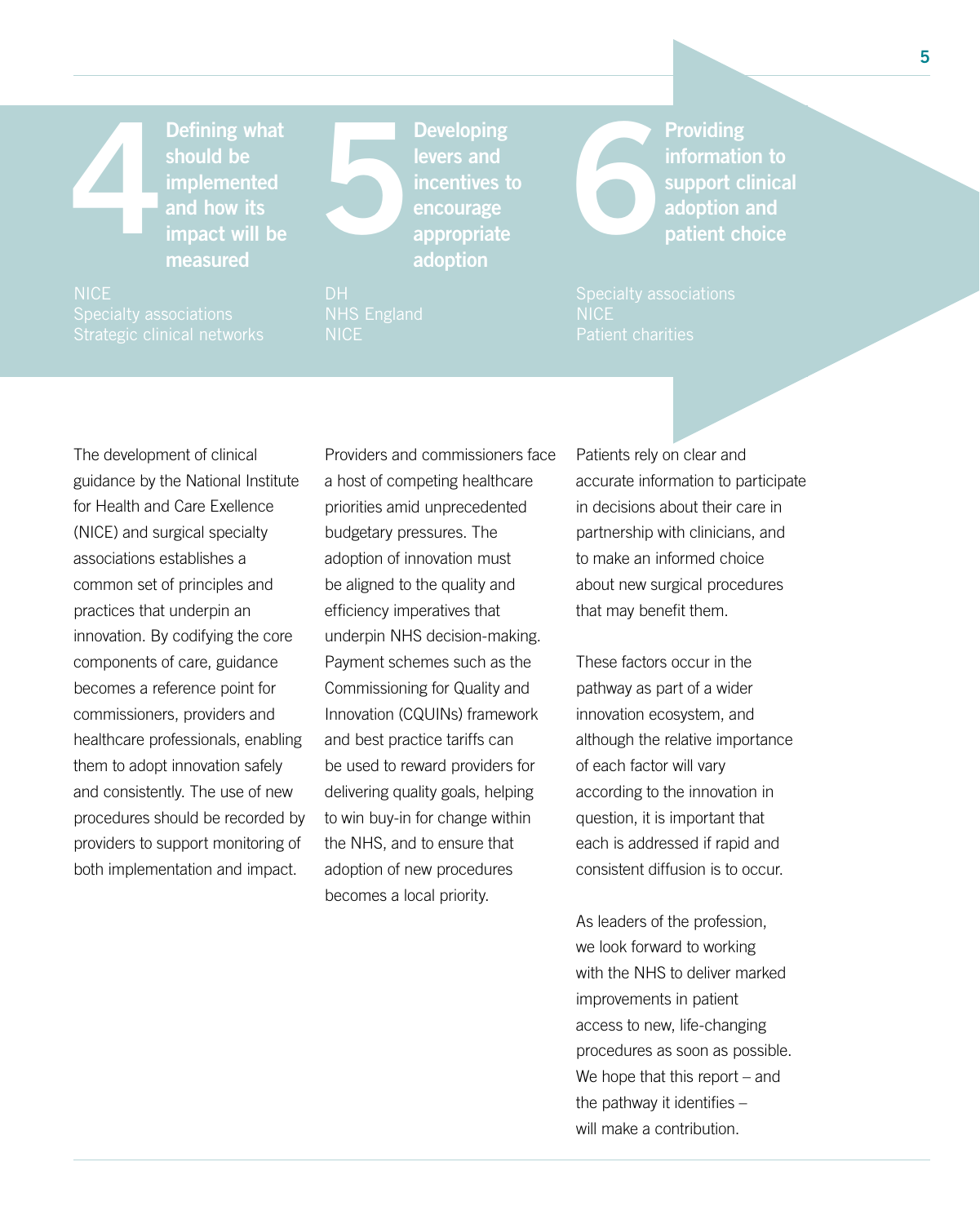## 4 Defining what should be implemented and how its impact will be measured

NICE
Specialty associations
Strategic clinical networks

## 5 Developing levers and incentives to encourage appropriate adoption

DH
NHS England
NICE

## 6 Providing information to support clinical adoption and patient choice

Specialty associations
NICE
Patient charities

The development of clinical guidance by the National Institute for Health and Care Exellence (NICE) and surgical specialty associations establishes a common set of principles and practices that underpin an innovation. By codifying the core components of care, guidance becomes a reference point for commissioners, providers and healthcare professionals, enabling them to adopt innovation safely and consistently. The use of new procedures should be recorded by providers to support monitoring of both implementation and impact.

Providers and commissioners face a host of competing healthcare priorities amid unprecedented budgetary pressures. The adoption of innovation must be aligned to the quality and efficiency imperatives that underpin NHS decision-making. Payment schemes such as the Commissioning for Quality and Innovation (CQUINs) framework and best practice tariffs can be used to reward providers for delivering quality goals, helping to win buy-in for change within the NHS, and to ensure that adoption of new procedures becomes a local priority.

Patients rely on clear and accurate information to participate in decisions about their care in partnership with clinicians, and to make an informed choice about new surgical procedures that may benefit them.

These factors occur in the pathway as part of a wider innovation ecosystem, and although the relative importance of each factor will vary according to the innovation in question, it is important that each is addressed if rapid and consistent diffusion is to occur.

As leaders of the profession, we look forward to working with the NHS to deliver marked improvements in patient access to new, life-changing procedures as soon as possible. We hope that this report – and the pathway it identifies – will make a contribution.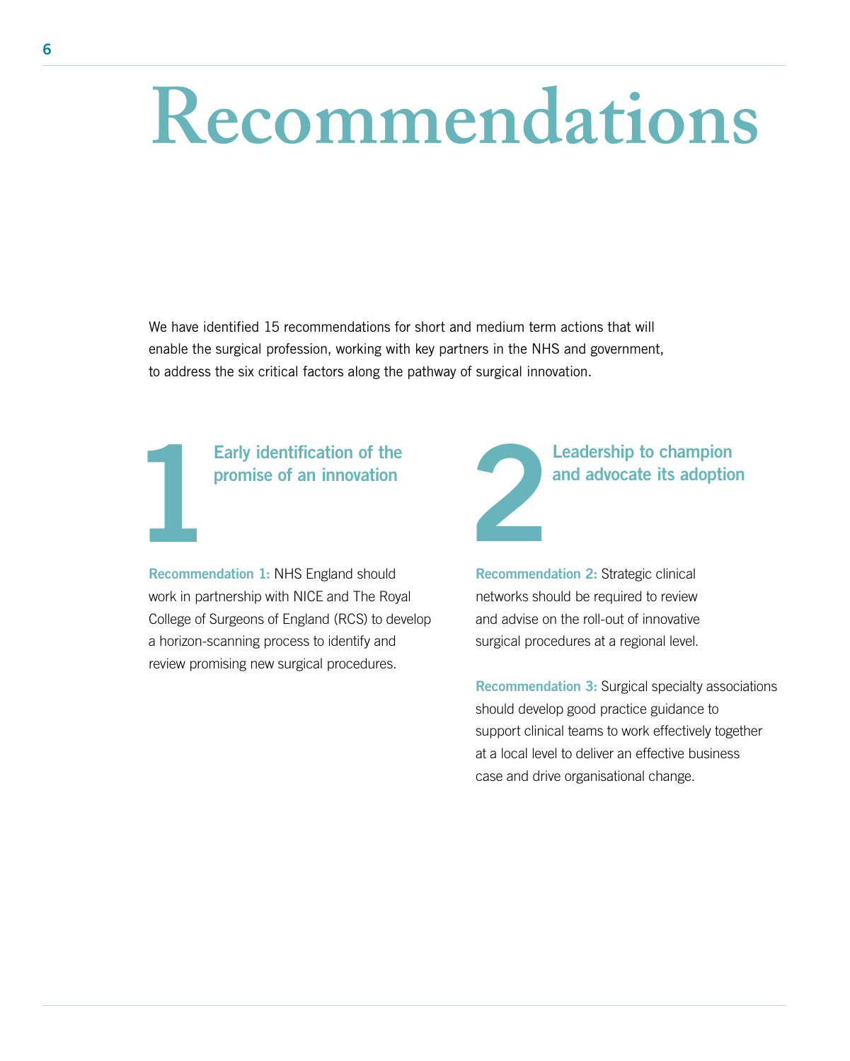# Recommendations

We have identified 15 recommendations for short and medium term actions that will enable the surgical profession, working with key partners in the NHS and government, to address the six critical factors along the pathway of surgical innovation.

## 1 Early identification of the promise of an innovation

**Recommendation 1:** NHS England should work in partnership with NICE and The Royal College of Surgeons of England (RCS) to develop a horizon-scanning process to identify and review promising new surgical procedures.

## 2 Leadership to champion and advocate its adoption

**Recommendation 2:** Strategic clinical networks should be required to review and advise on the roll-out of innovative surgical procedures at a regional level.

**Recommendation 3:** Surgical specialty associations should develop good practice guidance to support clinical teams to work effectively together at a local level to deliver an effective business case and drive organisational change.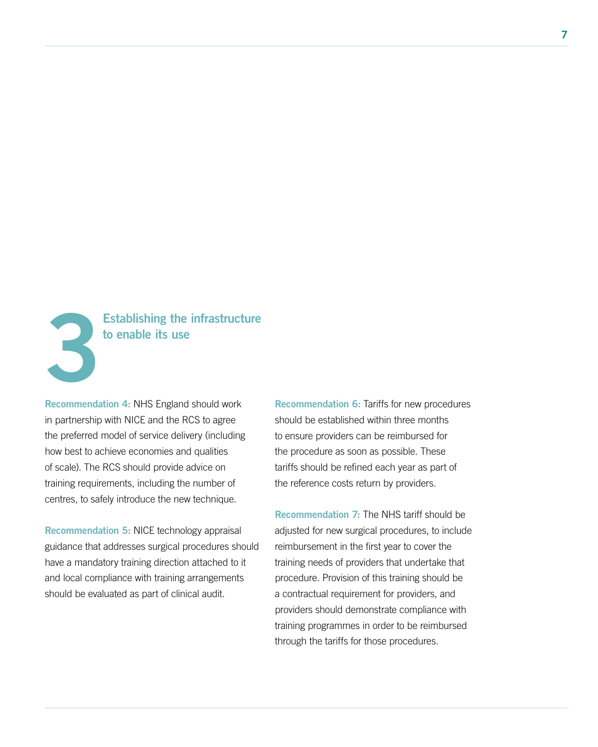## 3 Establishing the infrastructure to enable its use

**Recommendation 4:** NHS England should work in partnership with NICE and the RCS to agree the preferred model of service delivery (including how best to achieve economies and qualities of scale). The RCS should provide advice on training requirements, including the number of centres, to safely introduce the new technique.

**Recommendation 5:** NICE technology appraisal guidance that addresses surgical procedures should have a mandatory training direction attached to it and local compliance with training arrangements should be evaluated as part of clinical audit.

**Recommendation 6:** Tariffs for new procedures should be established within three months to ensure providers can be reimbursed for the procedure as soon as possible. These tariffs should be refined each year as part of the reference costs return by providers.

**Recommendation 7:** The NHS tariff should be adjusted for new surgical procedures, to include reimbursement in the first year to cover the training needs of providers that undertake that procedure. Provision of this training should be a contractual requirement for providers, and providers should demonstrate compliance with training programmes in order to be reimbursed through the tariffs for those procedures.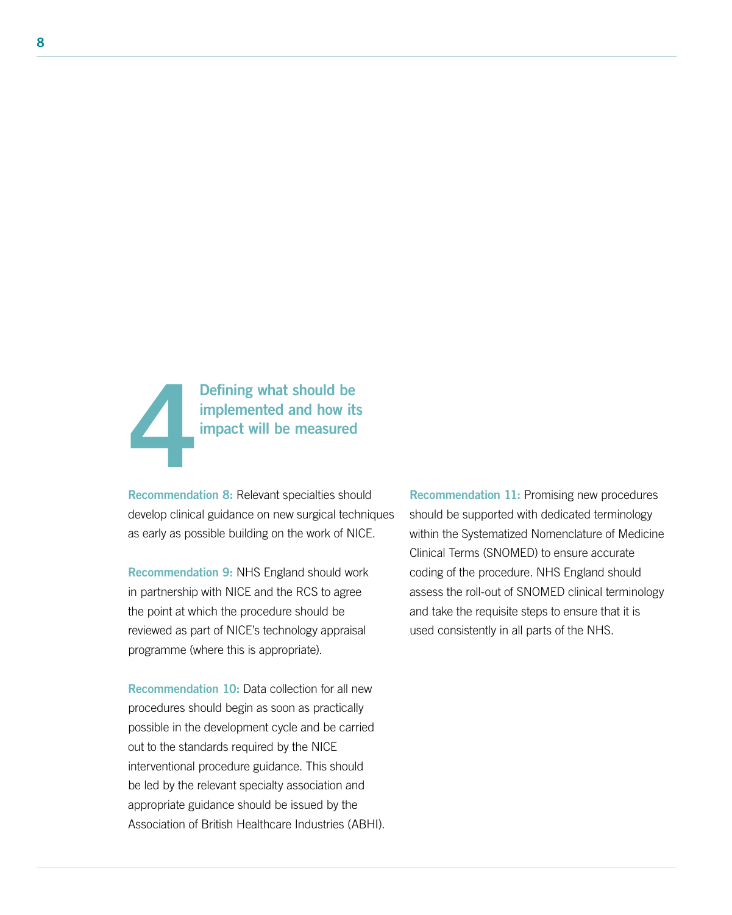# 4 Defining what should be implemented and how its impact will be measured

**Recommendation 8:** Relevant specialties should develop clinical guidance on new surgical techniques as early as possible building on the work of NICE.

**Recommendation 9:** NHS England should work in partnership with NICE and the RCS to agree the point at which the procedure should be reviewed as part of NICE's technology appraisal programme (where this is appropriate).

**Recommendation 10:** Data collection for all new procedures should begin as soon as practically possible in the development cycle and be carried out to the standards required by the NICE interventional procedure guidance. This should be led by the relevant specialty association and appropriate guidance should be issued by the Association of British Healthcare Industries (ABHI).

**Recommendation 11:** Promising new procedures should be supported with dedicated terminology within the Systematized Nomenclature of Medicine Clinical Terms (SNOMED) to ensure accurate coding of the procedure. NHS England should assess the roll-out of SNOMED clinical terminology and take the requisite steps to ensure that it is used consistently in all parts of the NHS.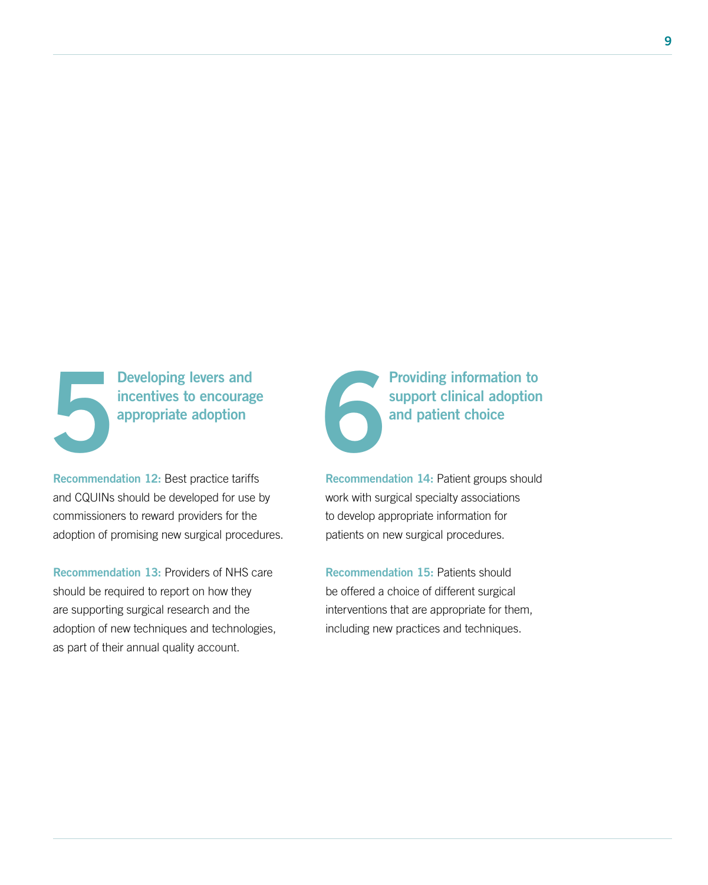## 5 Developing levers and incentives to encourage appropriate adoption

**Recommendation 12:** Best practice tariffs and CQUINs should be developed for use by commissioners to reward providers for the adoption of promising new surgical procedures.

**Recommendation 13:** Providers of NHS care should be required to report on how they are supporting surgical research and the adoption of new techniques and technologies, as part of their annual quality account.

## 6 Providing information to support clinical adoption and patient choice

**Recommendation 14:** Patient groups should work with surgical specialty associations to develop appropriate information for patients on new surgical procedures.

**Recommendation 15:** Patients should be offered a choice of different surgical interventions that are appropriate for them, including new practices and techniques.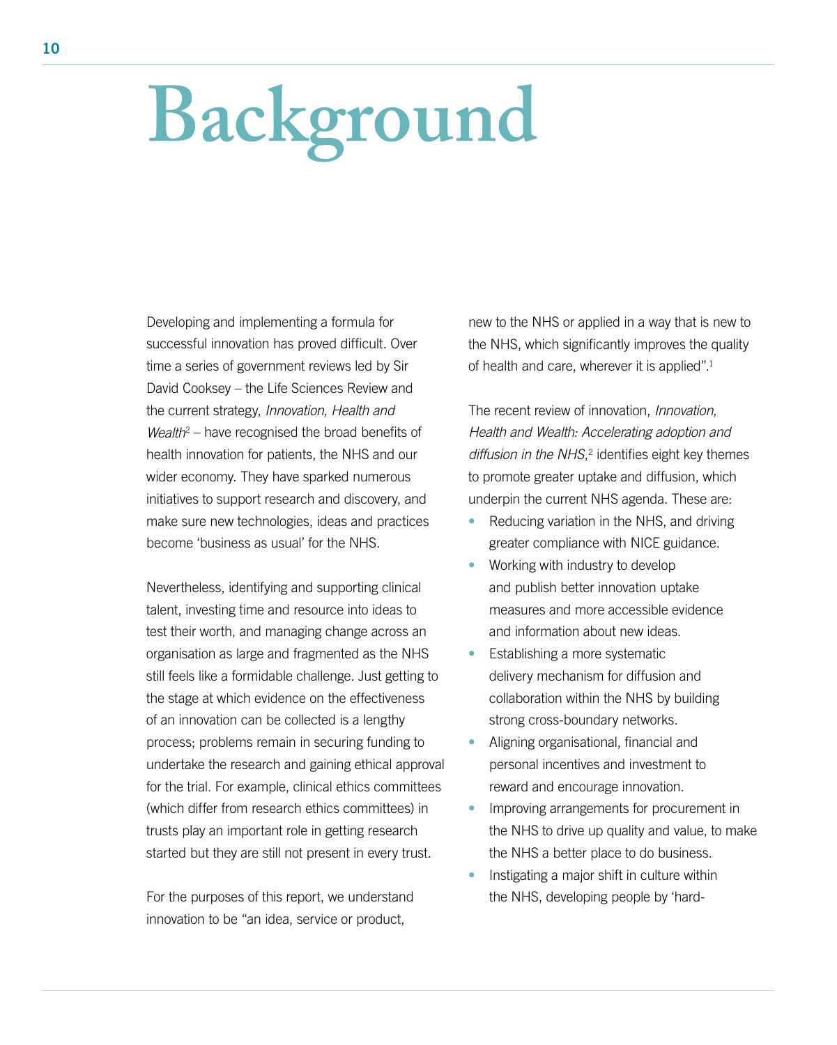# Background

Developing and implementing a formula for successful innovation has proved difficult. Over time a series of government reviews led by Sir David Cooksey – the Life Sciences Review and the current strategy, *Innovation, Health and Wealth*[2] – have recognised the broad benefits of health innovation for patients, the NHS and our wider economy. They have sparked numerous initiatives to support research and discovery, and make sure new technologies, ideas and practices become 'business as usual' for the NHS.

Nevertheless, identifying and supporting clinical talent, investing time and resource into ideas to test their worth, and managing change across an organisation as large and fragmented as the NHS still feels like a formidable challenge. Just getting to the stage at which evidence on the effectiveness of an innovation can be collected is a lengthy process; problems remain in securing funding to undertake the research and gaining ethical approval for the trial. For example, clinical ethics committees (which differ from research ethics committees) in trusts play an important role in getting research started but they are still not present in every trust.

For the purposes of this report, we understand innovation to be "an idea, service or product, new to the NHS or applied in a way that is new to the NHS, which significantly improves the quality of health and care, wherever it is applied".[1]

The recent review of innovation, *Innovation, Health and Wealth: Accelerating adoption and diffusion in the NHS*,[2] identifies eight key themes to promote greater uptake and diffusion, which underpin the current NHS agenda. These are:

- Reducing variation in the NHS, and driving greater compliance with NICE guidance.
- Working with industry to develop and publish better innovation uptake measures and more accessible evidence and information about new ideas.
- Establishing a more systematic delivery mechanism for diffusion and collaboration within the NHS by building strong cross-boundary networks.
- Aligning organisational, financial and personal incentives and investment to reward and encourage innovation.
- Improving arrangements for procurement in the NHS to drive up quality and value, to make the NHS a better place to do business.
- Instigating a major shift in culture within the NHS, developing people by 'hard-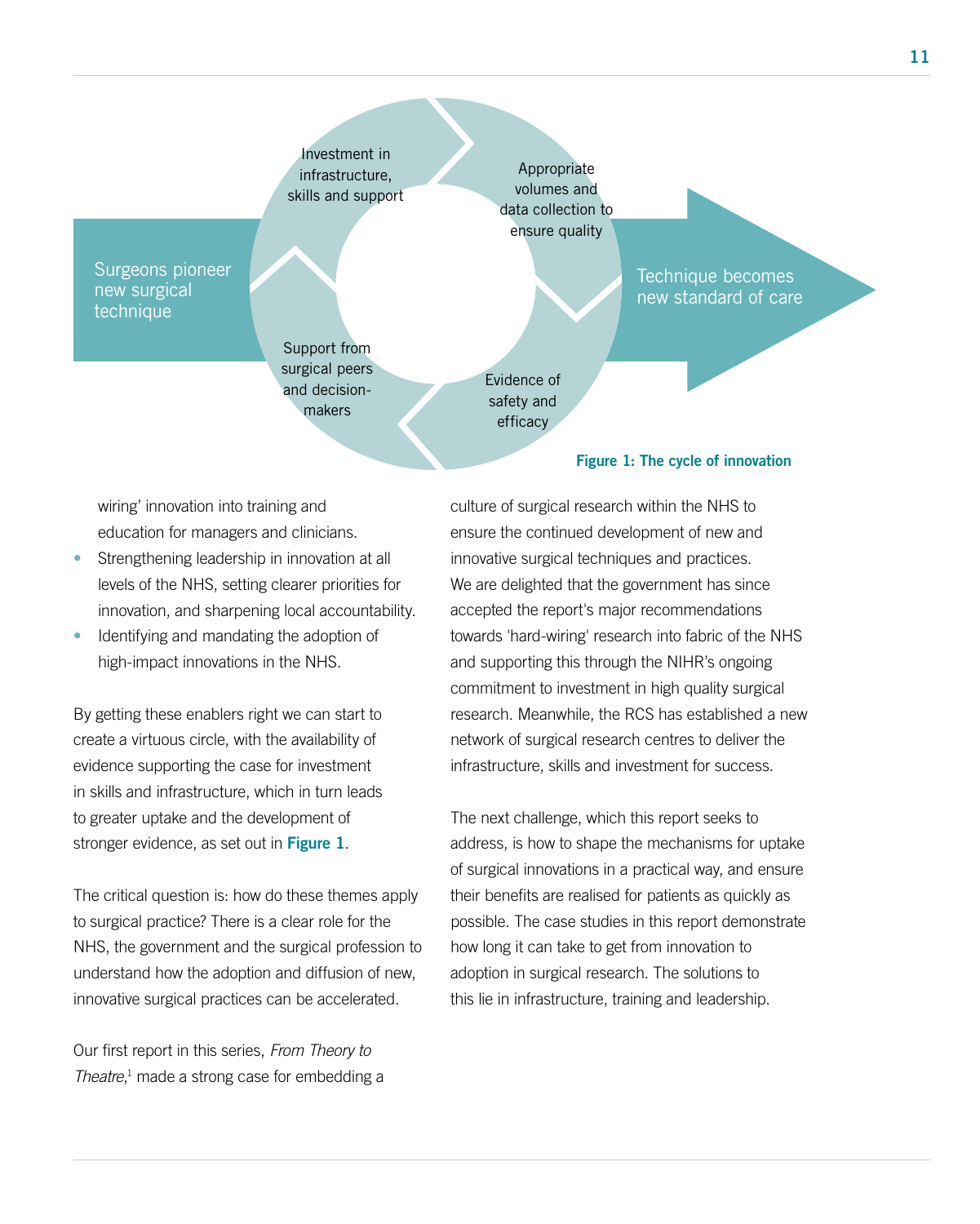Surgeons pioneer new surgical technique

Investment in infrastructure, skills and support

Appropriate volumes and data collection to ensure quality

Evidence of safety and efficacy

Support from surgical peers and decision-makers

Technique becomes new standard of care

**Figure 1: The cycle of innovation**

wiring' innovation into training and education for managers and clinicians.

- Strengthening leadership in innovation at all levels of the NHS, setting clearer priorities for innovation, and sharpening local accountability.
- Identifying and mandating the adoption of high-impact innovations in the NHS.

By getting these enablers right we can start to create a virtuous circle, with the availability of evidence supporting the case for investment in skills and infrastructure, which in turn leads to greater uptake and the development of stronger evidence, as set out in **Figure 1**.

The critical question is: how do these themes apply to surgical practice? There is a clear role for the NHS, the government and the surgical profession to understand how the adoption and diffusion of new, innovative surgical practices can be accelerated.

Our first report in this series, *From Theory to Theatre*,[1] made a strong case for embedding a culture of surgical research within the NHS to ensure the continued development of new and innovative surgical techniques and practices. We are delighted that the government has since accepted the report's major recommendations towards 'hard-wiring' research into fabric of the NHS and supporting this through the NIHR's ongoing commitment to investment in high quality surgical research. Meanwhile, the RCS has established a new network of surgical research centres to deliver the infrastructure, skills and investment for success.

The next challenge, which this report seeks to address, is how to shape the mechanisms for uptake of surgical innovations in a practical way, and ensure their benefits are realised for patients as quickly as possible. The case studies in this report demonstrate how long it can take to get from innovation to adoption in surgical research. The solutions to this lie in infrastructure, training and leadership.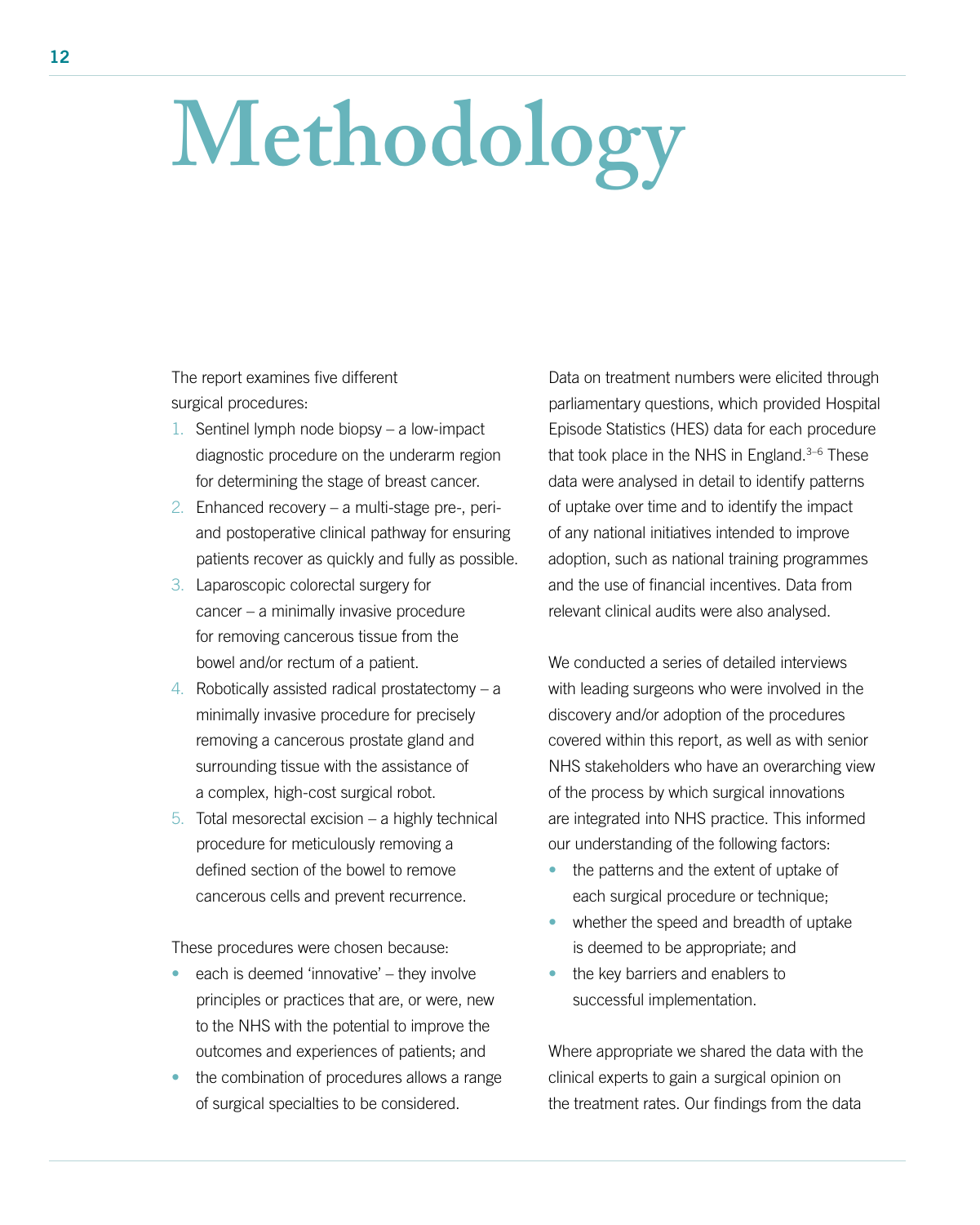# Methodology

The report examines five different surgical procedures:

1. Sentinel lymph node biopsy – a low-impact diagnostic procedure on the underarm region for determining the stage of breast cancer.
2. Enhanced recovery – a multi-stage pre-, peri- and postoperative clinical pathway for ensuring patients recover as quickly and fully as possible.
3. Laparoscopic colorectal surgery for cancer – a minimally invasive procedure for removing cancerous tissue from the bowel and/or rectum of a patient.
4. Robotically assisted radical prostatectomy – a minimally invasive procedure for precisely removing a cancerous prostate gland and surrounding tissue with the assistance of a complex, high-cost surgical robot.
5. Total mesorectal excision – a highly technical procedure for meticulously removing a defined section of the bowel to remove cancerous cells and prevent recurrence.

These procedures were chosen because:

- each is deemed 'innovative' – they involve principles or practices that are, or were, new to the NHS with the potential to improve the outcomes and experiences of patients; and
- the combination of procedures allows a range of surgical specialties to be considered.

Data on treatment numbers were elicited through parliamentary questions, which provided Hospital Episode Statistics (HES) data for each procedure that took place in the NHS in England.[3–6] These data were analysed in detail to identify patterns of uptake over time and to identify the impact of any national initiatives intended to improve adoption, such as national training programmes and the use of financial incentives. Data from relevant clinical audits were also analysed.

We conducted a series of detailed interviews with leading surgeons who were involved in the discovery and/or adoption of the procedures covered within this report, as well as with senior NHS stakeholders who have an overarching view of the process by which surgical innovations are integrated into NHS practice. This informed our understanding of the following factors:

- the patterns and the extent of uptake of each surgical procedure or technique;
- whether the speed and breadth of uptake is deemed to be appropriate; and
- the key barriers and enablers to successful implementation.

Where appropriate we shared the data with the clinical experts to gain a surgical opinion on the treatment rates. Our findings from the data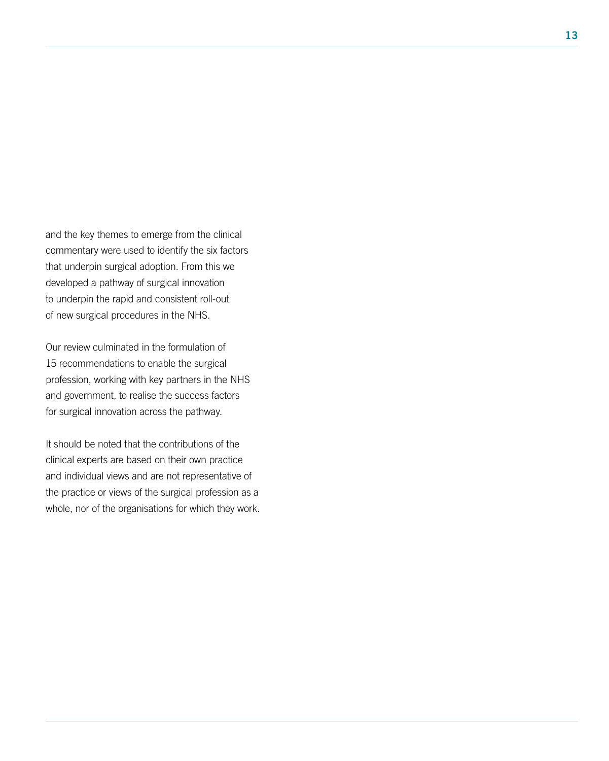and the key themes to emerge from the clinical commentary were used to identify the six factors that underpin surgical adoption. From this we developed a pathway of surgical innovation to underpin the rapid and consistent roll-out of new surgical procedures in the NHS.

Our review culminated in the formulation of 15 recommendations to enable the surgical profession, working with key partners in the NHS and government, to realise the success factors for surgical innovation across the pathway.

It should be noted that the contributions of the clinical experts are based on their own practice and individual views and are not representative of the practice or views of the surgical profession as a whole, nor of the organisations for which they work.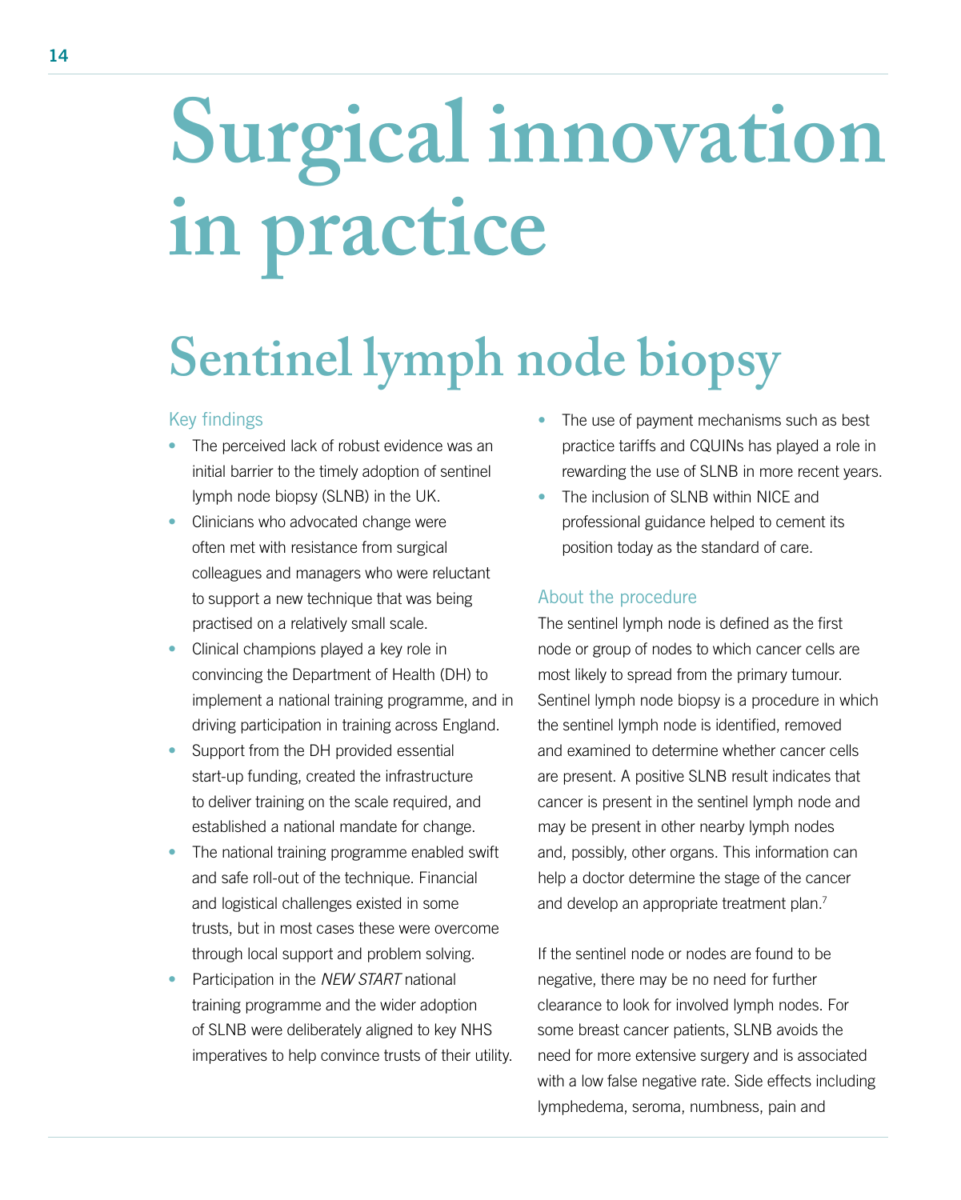# Surgical innovation in practice

## Sentinel lymph node biopsy

### Key findings

- The perceived lack of robust evidence was an initial barrier to the timely adoption of sentinel lymph node biopsy (SLNB) in the UK.
- Clinicians who advocated change were often met with resistance from surgical colleagues and managers who were reluctant to support a new technique that was being practised on a relatively small scale.
- Clinical champions played a key role in convincing the Department of Health (DH) to implement a national training programme, and in driving participation in training across England.
- Support from the DH provided essential start-up funding, created the infrastructure to deliver training on the scale required, and established a national mandate for change.
- The national training programme enabled swift and safe roll-out of the technique. Financial and logistical challenges existed in some trusts, but in most cases these were overcome through local support and problem solving.
- Participation in the *NEW START* national training programme and the wider adoption of SLNB were deliberately aligned to key NHS imperatives to help convince trusts of their utility.
- The use of payment mechanisms such as best practice tariffs and CQUINs has played a role in rewarding the use of SLNB in more recent years.
- The inclusion of SLNB within NICE and professional guidance helped to cement its position today as the standard of care.

### About the procedure

The sentinel lymph node is defined as the first node or group of nodes to which cancer cells are most likely to spread from the primary tumour. Sentinel lymph node biopsy is a procedure in which the sentinel lymph node is identified, removed and examined to determine whether cancer cells are present. A positive SLNB result indicates that cancer is present in the sentinel lymph node and may be present in other nearby lymph nodes and, possibly, other organs. This information can help a doctor determine the stage of the cancer and develop an appropriate treatment plan.[7]

If the sentinel node or nodes are found to be negative, there may be no need for further clearance to look for involved lymph nodes. For some breast cancer patients, SLNB avoids the need for more extensive surgery and is associated with a low false negative rate. Side effects including lymphedema, seroma, numbness, pain and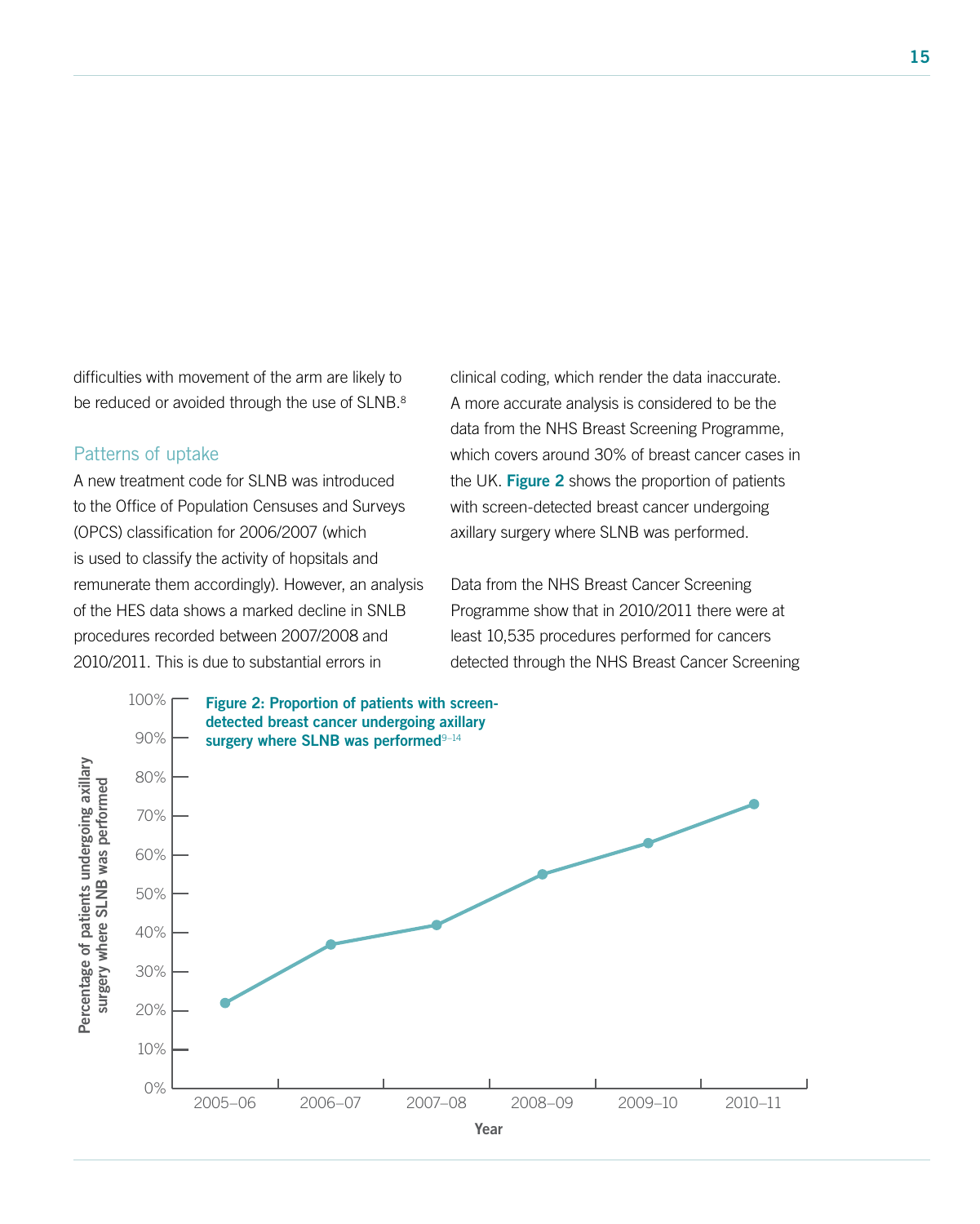difficulties with movement of the arm are likely to be reduced or avoided through the use of SLNB.[8]

### Patterns of uptake

A new treatment code for SLNB was introduced to the Office of Population Censuses and Surveys (OPCS) classification for 2006/2007 (which is used to classify the activity of hopsitals and remunerate them accordingly). However, an analysis of the HES data shows a marked decline in SNLB procedures recorded between 2007/2008 and 2010/2011. This is due to substantial errors in clinical coding, which render the data inaccurate. A more accurate analysis is considered to be the data from the NHS Breast Screening Programme, which covers around 30% of breast cancer cases in the UK. **Figure 2** shows the proportion of patients with screen-detected breast cancer undergoing axillary surgery where SLNB was performed.

Data from the NHS Breast Cancer Screening Programme show that in 2010/2011 there were at least 10,535 procedures performed for cancers detected through the NHS Breast Cancer Screening

**Figure 2: Proportion of patients with screen-detected breast cancer undergoing axillary surgery where SLNB was performed**[9–14]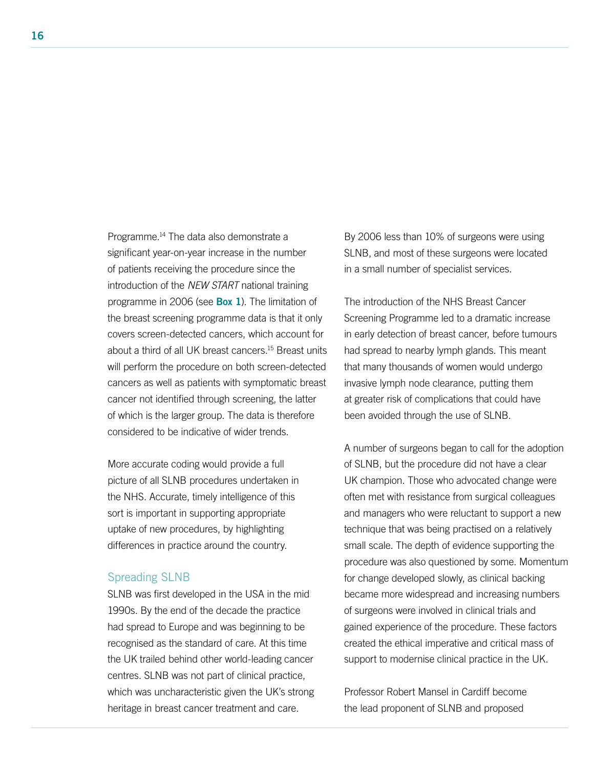Programme.[14] The data also demonstrate a significant year-on-year increase in the number of patients receiving the procedure since the introduction of the *NEW START* national training programme in 2006 (see **Box 1**). The limitation of the breast screening programme data is that it only covers screen-detected cancers, which account for about a third of all UK breast cancers.[15] Breast units will perform the procedure on both screen-detected cancers as well as patients with symptomatic breast cancer not identified through screening, the latter of which is the larger group. The data is therefore considered to be indicative of wider trends.

More accurate coding would provide a full picture of all SLNB procedures undertaken in the NHS. Accurate, timely intelligence of this sort is important in supporting appropriate uptake of new procedures, by highlighting differences in practice around the country.

### Spreading SLNB

SLNB was first developed in the USA in the mid 1990s. By the end of the decade the practice had spread to Europe and was beginning to be recognised as the standard of care. At this time the UK trailed behind other world-leading cancer centres. SLNB was not part of clinical practice, which was uncharacteristic given the UK's strong heritage in breast cancer treatment and care. By 2006 less than 10% of surgeons were using SLNB, and most of these surgeons were located in a small number of specialist services.

The introduction of the NHS Breast Cancer Screening Programme led to a dramatic increase in early detection of breast cancer, before tumours had spread to nearby lymph glands. This meant that many thousands of women would undergo invasive lymph node clearance, putting them at greater risk of complications that could have been avoided through the use of SLNB.

A number of surgeons began to call for the adoption of SLNB, but the procedure did not have a clear UK champion. Those who advocated change were often met with resistance from surgical colleagues and managers who were reluctant to support a new technique that was being practised on a relatively small scale. The depth of evidence supporting the procedure was also questioned by some. Momentum for change developed slowly, as clinical backing became more widespread and increasing numbers of surgeons were involved in clinical trials and gained experience of the procedure. These factors created the ethical imperative and critical mass of support to modernise clinical practice in the UK.

Professor Robert Mansel in Cardiff become the lead proponent of SLNB and proposed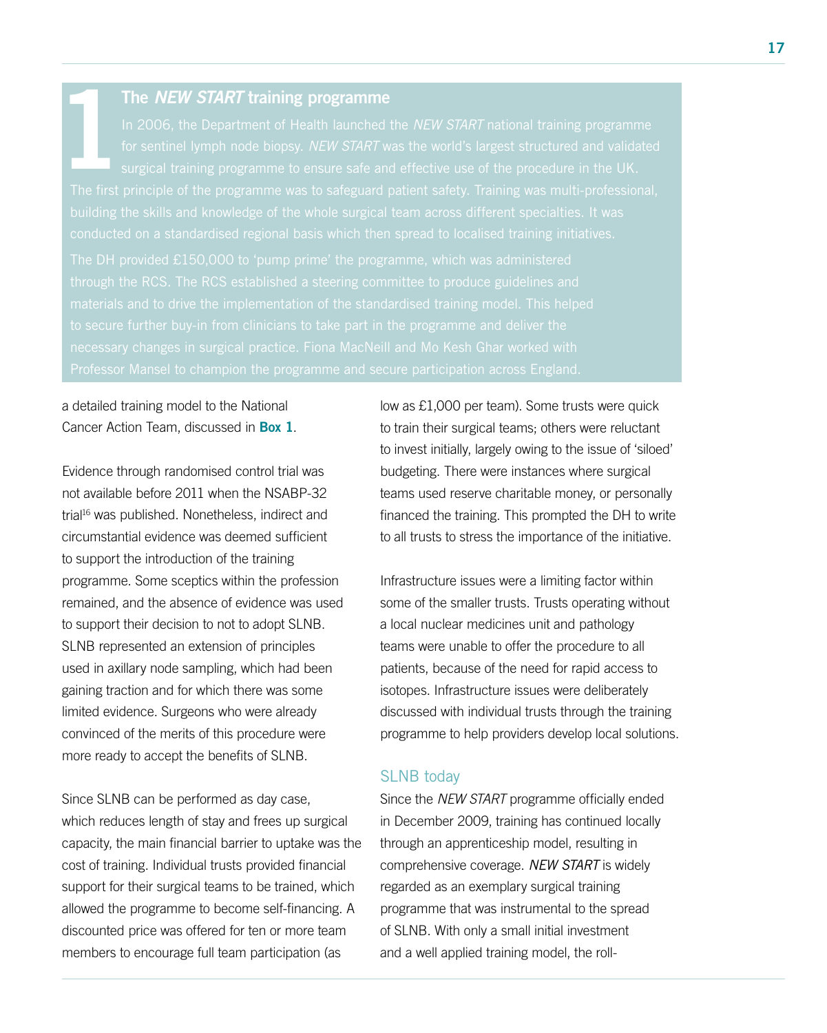## 1 The *NEW START* training programme

In 2006, the Department of Health launched the *NEW START* national training programme for sentinel lymph node biopsy. *NEW START* was the world's largest structured and validated surgical training programme to ensure safe and effective use of the procedure in the UK. The first principle of the programme was to safeguard patient safety. Training was multi-professional, building the skills and knowledge of the whole surgical team across different specialties. It was conducted on a standardised regional basis which then spread to localised training initiatives.

The DH provided £150,000 to 'pump prime' the programme, which was administered through the RCS. The RCS established a steering committee to produce guidelines and materials and to drive the implementation of the standardised training model. This helped to secure further buy-in from clinicians to take part in the programme and deliver the necessary changes in surgical practice. Fiona MacNeill and Mo Kesh Ghar worked with Professor Mansel to champion the programme and secure participation across England.

a detailed training model to the National Cancer Action Team, discussed in **Box 1**.

Evidence through randomised control trial was not available before 2011 when the NSABP-32 trial[16] was published. Nonetheless, indirect and circumstantial evidence was deemed sufficient to support the introduction of the training programme. Some sceptics within the profession remained, and the absence of evidence was used to support their decision to not to adopt SLNB. SLNB represented an extension of principles used in axillary node sampling, which had been gaining traction and for which there was some limited evidence. Surgeons who were already convinced of the merits of this procedure were more ready to accept the benefits of SLNB.

Since SLNB can be performed as day case, which reduces length of stay and frees up surgical capacity, the main financial barrier to uptake was the cost of training. Individual trusts provided financial support for their surgical teams to be trained, which allowed the programme to become self-financing. A discounted price was offered for ten or more team members to encourage full team participation (as low as £1,000 per team). Some trusts were quick to train their surgical teams; others were reluctant to invest initially, largely owing to the issue of 'siloed' budgeting. There were instances where surgical teams used reserve charitable money, or personally financed the training. This prompted the DH to write to all trusts to stress the importance of the initiative.

Infrastructure issues were a limiting factor within some of the smaller trusts. Trusts operating without a local nuclear medicines unit and pathology teams were unable to offer the procedure to all patients, because of the need for rapid access to isotopes. Infrastructure issues were deliberately discussed with individual trusts through the training programme to help providers develop local solutions.

### SLNB today

Since the *NEW START* programme officially ended in December 2009, training has continued locally through an apprenticeship model, resulting in comprehensive coverage. *NEW START* is widely regarded as an exemplary surgical training programme that was instrumental to the spread of SLNB. With only a small initial investment and a well applied training model, the roll-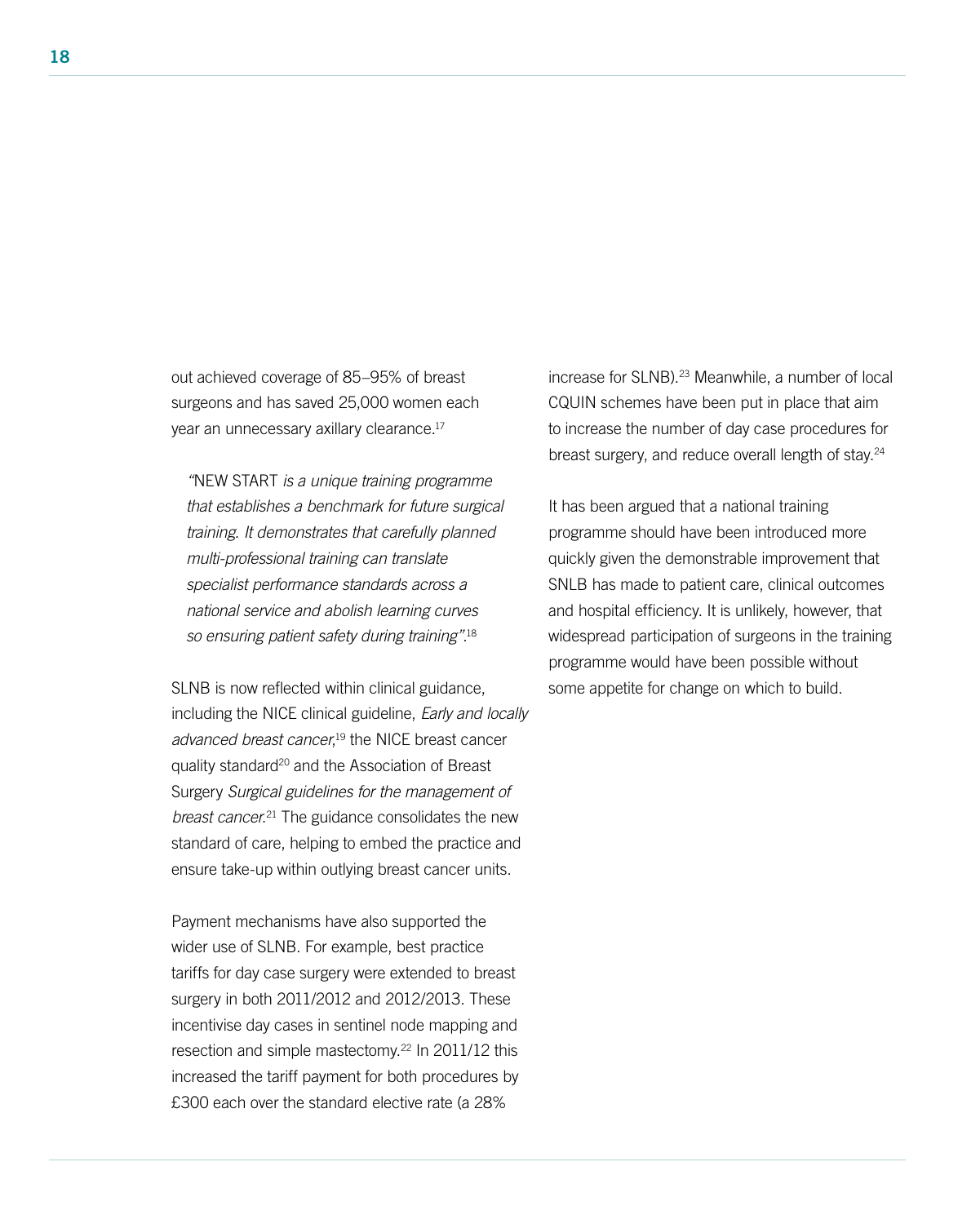out achieved coverage of 85–95% of breast surgeons and has saved 25,000 women each year an unnecessary axillary clearance.[17]

> "NEW START *is a unique training programme that establishes a benchmark for future surgical training. It demonstrates that carefully planned multi-professional training can translate specialist performance standards across a national service and abolish learning curves so ensuring patient safety during training"*.[18]

SLNB is now reflected within clinical guidance, including the NICE clinical guideline, *Early and locally advanced breast cancer*,[19] the NICE breast cancer quality standard[20] and the Association of Breast Surgery *Surgical guidelines for the management of breast cancer*.[21] The guidance consolidates the new standard of care, helping to embed the practice and ensure take-up within outlying breast cancer units.

Payment mechanisms have also supported the wider use of SLNB. For example, best practice tariffs for day case surgery were extended to breast surgery in both 2011/2012 and 2012/2013. These incentivise day cases in sentinel node mapping and resection and simple mastectomy.[22] In 2011/12 this increased the tariff payment for both procedures by £300 each over the standard elective rate (a 28% increase for SLNB).[23] Meanwhile, a number of local CQUIN schemes have been put in place that aim to increase the number of day case procedures for breast surgery, and reduce overall length of stay.[24]

It has been argued that a national training programme should have been introduced more quickly given the demonstrable improvement that SNLB has made to patient care, clinical outcomes and hospital efficiency. It is unlikely, however, that widespread participation of surgeons in the training programme would have been possible without some appetite for change on which to build.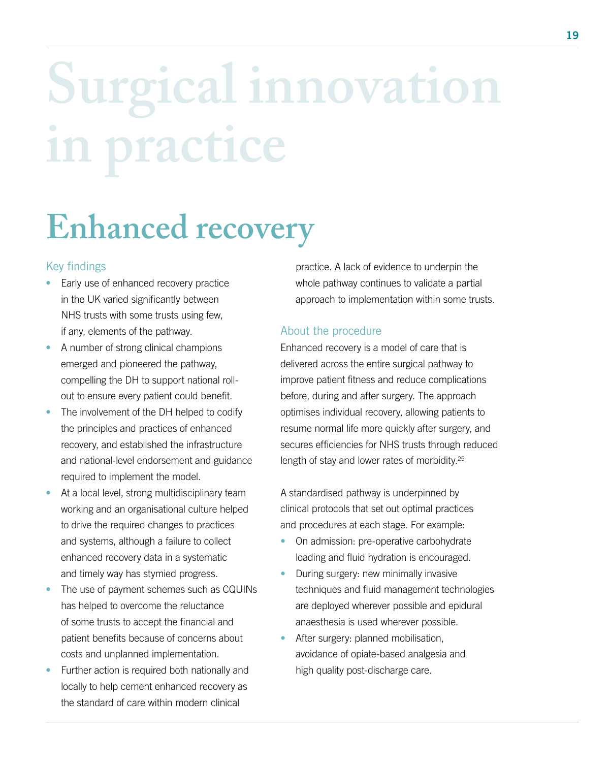# Surgical innovation in practice

## Enhanced recovery

### Key findings

- Early use of enhanced recovery practice in the UK varied significantly between NHS trusts with some trusts using few, if any, elements of the pathway.
- A number of strong clinical champions emerged and pioneered the pathway, compelling the DH to support national roll-out to ensure every patient could benefit.
- The involvement of the DH helped to codify the principles and practices of enhanced recovery, and established the infrastructure and national-level endorsement and guidance required to implement the model.
- At a local level, strong multidisciplinary team working and an organisational culture helped to drive the required changes to practices and systems, although a failure to collect enhanced recovery data in a systematic and timely way has stymied progress.
- The use of payment schemes such as CQUINs has helped to overcome the reluctance of some trusts to accept the financial and patient benefits because of concerns about costs and unplanned implementation.
- Further action is required both nationally and locally to help cement enhanced recovery as the standard of care within modern clinical practice. A lack of evidence to underpin the whole pathway continues to validate a partial approach to implementation within some trusts.

### About the procedure

Enhanced recovery is a model of care that is delivered across the entire surgical pathway to improve patient fitness and reduce complications before, during and after surgery. The approach optimises individual recovery, allowing patients to resume normal life more quickly after surgery, and secures efficiencies for NHS trusts through reduced length of stay and lower rates of morbidity.[25]

A standardised pathway is underpinned by clinical protocols that set out optimal practices and procedures at each stage. For example:

- On admission: pre-operative carbohydrate loading and fluid hydration is encouraged.
- During surgery: new minimally invasive techniques and fluid management technologies are deployed wherever possible and epidural anaesthesia is used wherever possible.
- After surgery: planned mobilisation, avoidance of opiate-based analgesia and high quality post-discharge care.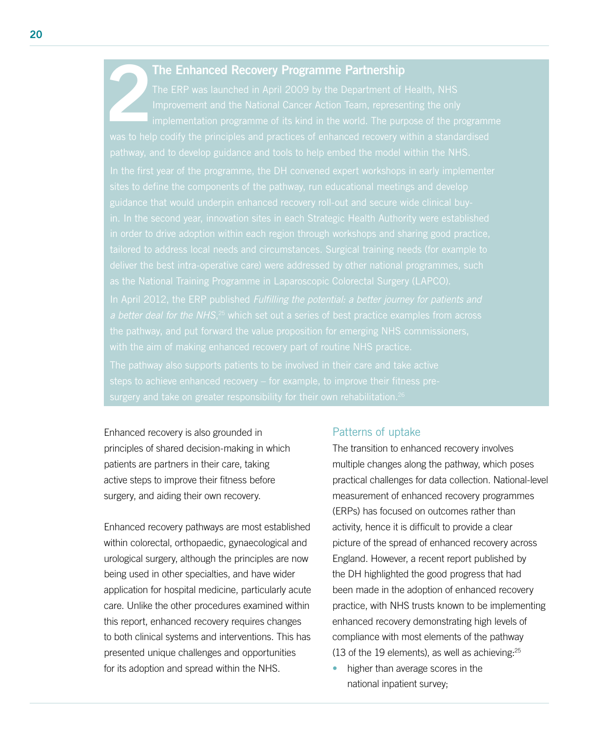## 2 The Enhanced Recovery Programme Partnership

The ERP was launched in April 2009 by the Department of Health, NHS Improvement and the National Cancer Action Team, representing the only implementation programme of its kind in the world. The purpose of the programme was to help codify the principles and practices of enhanced recovery within a standardised pathway, and to develop guidance and tools to help embed the model within the NHS.

In the first year of the programme, the DH convened expert workshops in early implementer sites to define the components of the pathway, run educational meetings and develop guidance that would underpin enhanced recovery roll-out and secure wide clinical buy-in. In the second year, innovation sites in each Strategic Health Authority were established in order to drive adoption within each region through workshops and sharing good practice, tailored to address local needs and circumstances. Surgical training needs (for example to deliver the best intra-operative care) were addressed by other national programmes, such as the National Training Programme in Laparoscopic Colorectal Surgery (LAPCO).

In April 2012, the ERP published *Fulfilling the potential: a better journey for patients and a better deal for the NHS*,[25] which set out a series of best practice examples from across the pathway, and put forward the value proposition for emerging NHS commissioners, with the aim of making enhanced recovery part of routine NHS practice.

The pathway also supports patients to be involved in their care and take active steps to achieve enhanced recovery – for example, to improve their fitness pre-surgery and take on greater responsibility for their own rehabilitation.[26]

Enhanced recovery is also grounded in principles of shared decision-making in which patients are partners in their care, taking active steps to improve their fitness before surgery, and aiding their own recovery.

Enhanced recovery pathways are most established within colorectal, orthopaedic, gynaecological and urological surgery, although the principles are now being used in other specialties, and have wider application for hospital medicine, particularly acute care. Unlike the other procedures examined within this report, enhanced recovery requires changes to both clinical systems and interventions. This has presented unique challenges and opportunities for its adoption and spread within the NHS.

### Patterns of uptake

The transition to enhanced recovery involves multiple changes along the pathway, which poses practical challenges for data collection. National-level measurement of enhanced recovery programmes (ERPs) has focused on outcomes rather than activity, hence it is difficult to provide a clear picture of the spread of enhanced recovery across England. However, a recent report published by the DH highlighted the good progress that had been made in the adoption of enhanced recovery practice, with NHS trusts known to be implementing enhanced recovery demonstrating high levels of compliance with most elements of the pathway (13 of the 19 elements), as well as achieving:[25]

- higher than average scores in the national inpatient survey;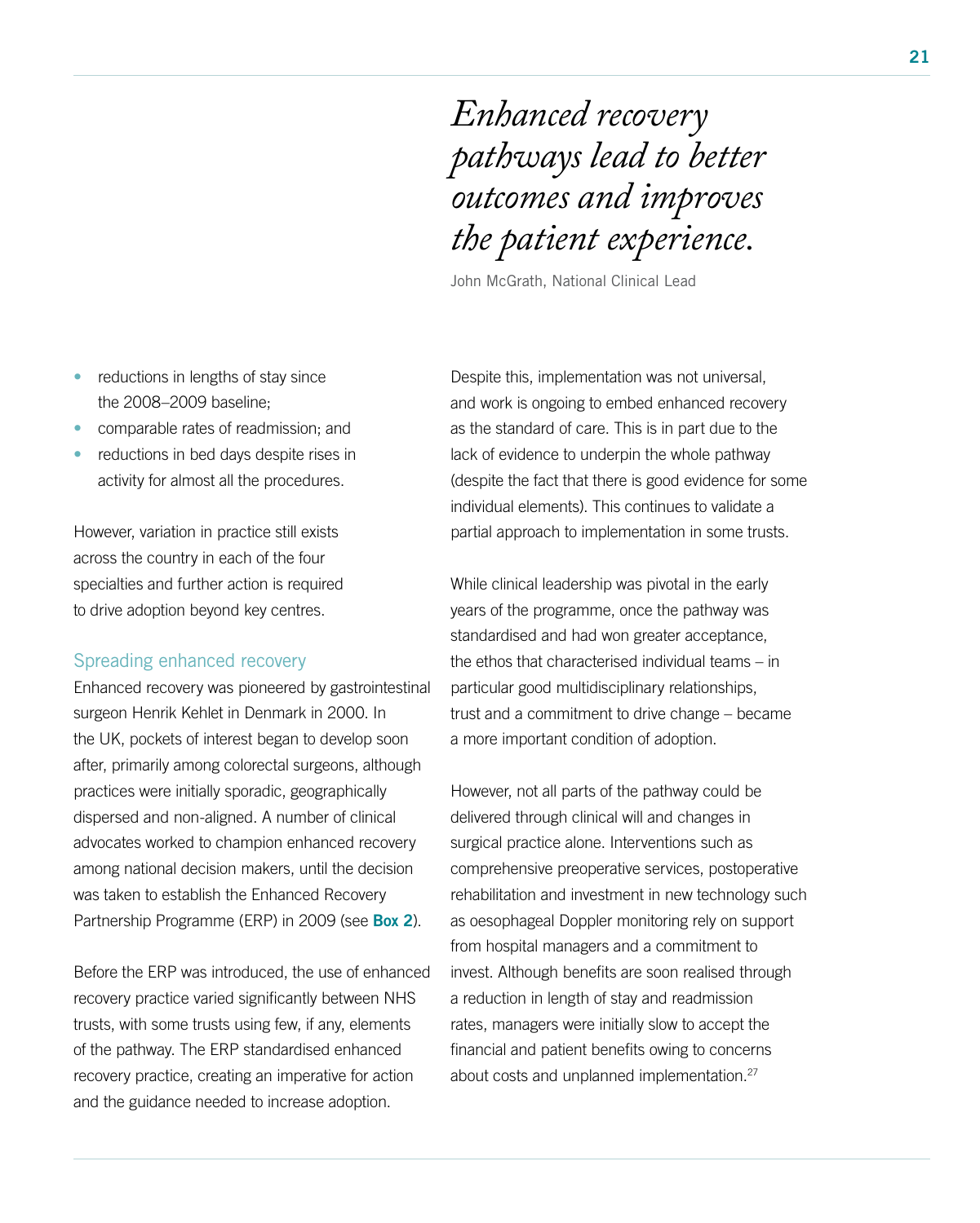> *Enhanced recovery pathways lead to better outcomes and improves the patient experience.*
>
> John McGrath, National Clinical Lead

- reductions in lengths of stay since the 2008–2009 baseline;
- comparable rates of readmission; and
- reductions in bed days despite rises in activity for almost all the procedures.

However, variation in practice still exists across the country in each of the four specialties and further action is required to drive adoption beyond key centres.

### Spreading enhanced recovery

Enhanced recovery was pioneered by gastrointestinal surgeon Henrik Kehlet in Denmark in 2000. In the UK, pockets of interest began to develop soon after, primarily among colorectal surgeons, although practices were initially sporadic, geographically dispersed and non-aligned. A number of clinical advocates worked to champion enhanced recovery among national decision makers, until the decision was taken to establish the Enhanced Recovery Partnership Programme (ERP) in 2009 (see **Box 2**).

Before the ERP was introduced, the use of enhanced recovery practice varied significantly between NHS trusts, with some trusts using few, if any, elements of the pathway. The ERP standardised enhanced recovery practice, creating an imperative for action and the guidance needed to increase adoption.

Despite this, implementation was not universal, and work is ongoing to embed enhanced recovery as the standard of care. This is in part due to the lack of evidence to underpin the whole pathway (despite the fact that there is good evidence for some individual elements). This continues to validate a partial approach to implementation in some trusts.

While clinical leadership was pivotal in the early years of the programme, once the pathway was standardised and had won greater acceptance, the ethos that characterised individual teams – in particular good multidisciplinary relationships, trust and a commitment to drive change – became a more important condition of adoption.

However, not all parts of the pathway could be delivered through clinical will and changes in surgical practice alone. Interventions such as comprehensive preoperative services, postoperative rehabilitation and investment in new technology such as oesophageal Doppler monitoring rely on support from hospital managers and a commitment to invest. Although benefits are soon realised through a reduction in length of stay and readmission rates, managers were initially slow to accept the financial and patient benefits owing to concerns about costs and unplanned implementation.[27]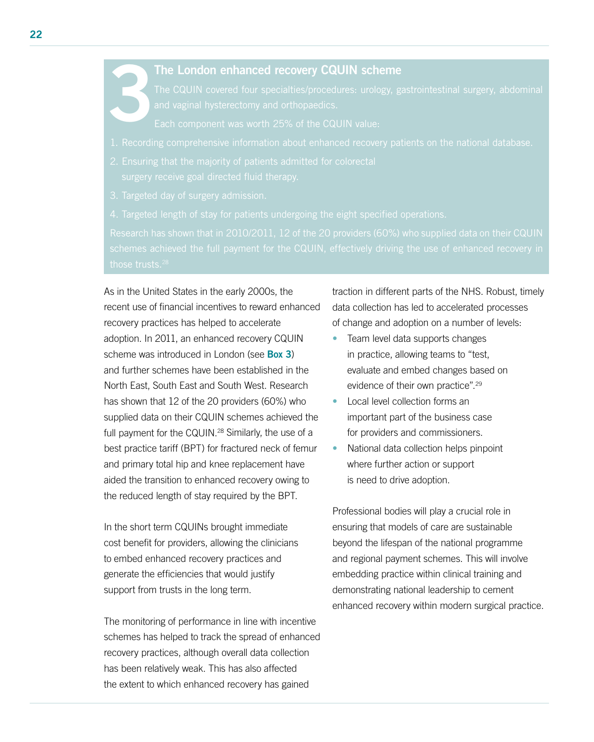### Box 3: The London enhanced recovery CQUIN scheme

The CQUIN covered four specialties/procedures: urology, gastrointestinal surgery, abdominal and vaginal hysterectomy and orthopaedics.

Each component was worth 25% of the CQUIN value:

1. Recording comprehensive information about enhanced recovery patients on the national database.
2. Ensuring that the majority of patients admitted for colorectal surgery receive goal directed fluid therapy.
3. Targeted day of surgery admission.
4. Targeted length of stay for patients undergoing the eight specified operations.

Research has shown that in 2010/2011, 12 of the 20 providers (60%) who supplied data on their CQUIN schemes achieved the full payment for the CQUIN, effectively driving the use of enhanced recovery in those trusts.[28]

As in the United States in the early 2000s, the recent use of financial incentives to reward enhanced recovery practices has helped to accelerate adoption. In 2011, an enhanced recovery CQUIN scheme was introduced in London (see **Box 3**) and further schemes have been established in the North East, South East and South West. Research has shown that 12 of the 20 providers (60%) who supplied data on their CQUIN schemes achieved the full payment for the CQUIN.[28] Similarly, the use of a best practice tariff (BPT) for fractured neck of femur and primary total hip and knee replacement have aided the transition to enhanced recovery owing to the reduced length of stay required by the BPT.

In the short term CQUINs brought immediate cost benefit for providers, allowing the clinicians to embed enhanced recovery practices and generate the efficiencies that would justify support from trusts in the long term.

The monitoring of performance in line with incentive schemes has helped to track the spread of enhanced recovery practices, although overall data collection has been relatively weak. This has also affected the extent to which enhanced recovery has gained traction in different parts of the NHS. Robust, timely data collection has led to accelerated processes of change and adoption on a number of levels:

- Team level data supports changes in practice, allowing teams to "test, evaluate and embed changes based on evidence of their own practice".[29]
- Local level collection forms an important part of the business case for providers and commissioners.
- National data collection helps pinpoint where further action or support is need to drive adoption.

Professional bodies will play a crucial role in ensuring that models of care are sustainable beyond the lifespan of the national programme and regional payment schemes. This will involve embedding practice within clinical training and demonstrating national leadership to cement enhanced recovery within modern surgical practice.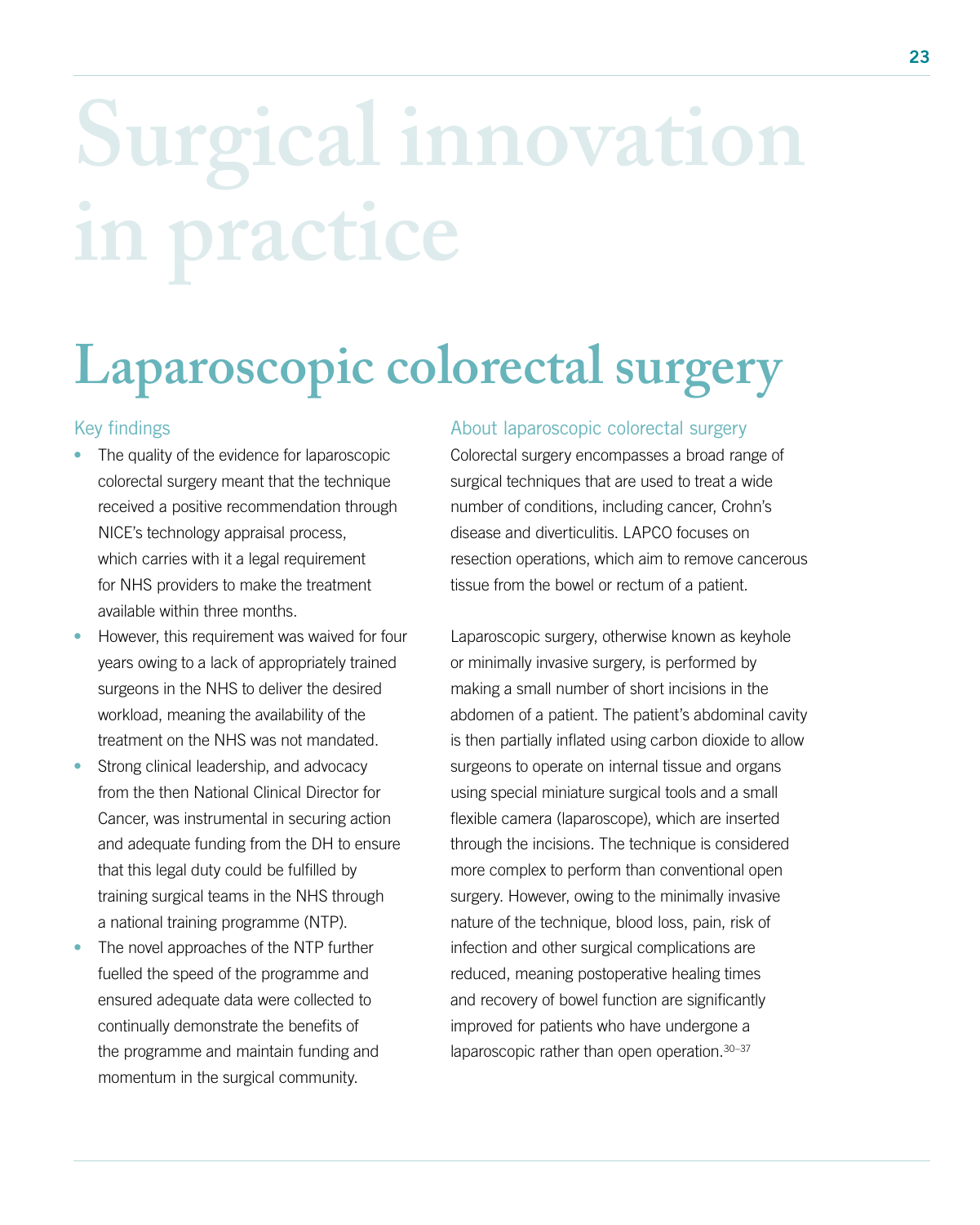# Surgical innovation in practice

## Laparoscopic colorectal surgery

### Key findings

- The quality of the evidence for laparoscopic colorectal surgery meant that the technique received a positive recommendation through NICE's technology appraisal process, which carries with it a legal requirement for NHS providers to make the treatment available within three months.
- However, this requirement was waived for four years owing to a lack of appropriately trained surgeons in the NHS to deliver the desired workload, meaning the availability of the treatment on the NHS was not mandated.
- Strong clinical leadership, and advocacy from the then National Clinical Director for Cancer, was instrumental in securing action and adequate funding from the DH to ensure that this legal duty could be fulfilled by training surgical teams in the NHS through a national training programme (NTP).
- The novel approaches of the NTP further fuelled the speed of the programme and ensured adequate data were collected to continually demonstrate the benefits of the programme and maintain funding and momentum in the surgical community.

### About laparoscopic colorectal surgery

Colorectal surgery encompasses a broad range of surgical techniques that are used to treat a wide number of conditions, including cancer, Crohn's disease and diverticulitis. LAPCO focuses on resection operations, which aim to remove cancerous tissue from the bowel or rectum of a patient.

Laparoscopic surgery, otherwise known as keyhole or minimally invasive surgery, is performed by making a small number of short incisions in the abdomen of a patient. The patient's abdominal cavity is then partially inflated using carbon dioxide to allow surgeons to operate on internal tissue and organs using special miniature surgical tools and a small flexible camera (laparoscope), which are inserted through the incisions. The technique is considered more complex to perform than conventional open surgery. However, owing to the minimally invasive nature of the technique, blood loss, pain, risk of infection and other surgical complications are reduced, meaning postoperative healing times and recovery of bowel function are significantly improved for patients who have undergone a laparoscopic rather than open operation.[30–37]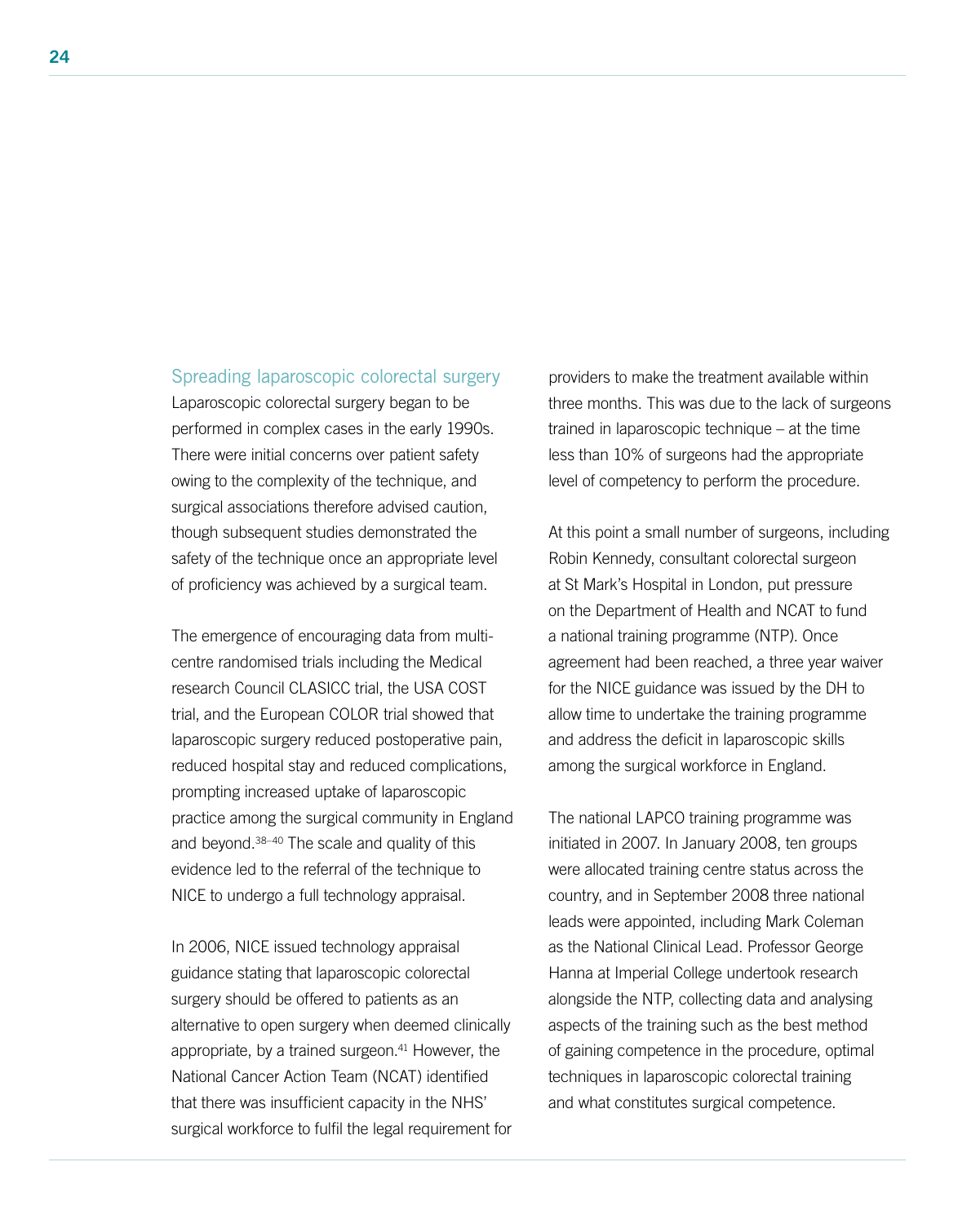## Spreading laparoscopic colorectal surgery

Laparoscopic colorectal surgery began to be performed in complex cases in the early 1990s. There were initial concerns over patient safety owing to the complexity of the technique, and surgical associations therefore advised caution, though subsequent studies demonstrated the safety of the technique once an appropriate level of proficiency was achieved by a surgical team.

The emergence of encouraging data from multi-centre randomised trials including the Medical research Council CLASICC trial, the USA COST trial, and the European COLOR trial showed that laparoscopic surgery reduced postoperative pain, reduced hospital stay and reduced complications, prompting increased uptake of laparoscopic practice among the surgical community in England and beyond.[38–40] The scale and quality of this evidence led to the referral of the technique to NICE to undergo a full technology appraisal.

In 2006, NICE issued technology appraisal guidance stating that laparoscopic colorectal surgery should be offered to patients as an alternative to open surgery when deemed clinically appropriate, by a trained surgeon.[41] However, the National Cancer Action Team (NCAT) identified that there was insufficient capacity in the NHS' surgical workforce to fulfil the legal requirement for providers to make the treatment available within three months. This was due to the lack of surgeons trained in laparoscopic technique – at the time less than 10% of surgeons had the appropriate level of competency to perform the procedure.

At this point a small number of surgeons, including Robin Kennedy, consultant colorectal surgeon at St Mark's Hospital in London, put pressure on the Department of Health and NCAT to fund a national training programme (NTP). Once agreement had been reached, a three year waiver for the NICE guidance was issued by the DH to allow time to undertake the training programme and address the deficit in laparoscopic skills among the surgical workforce in England.

The national LAPCO training programme was initiated in 2007. In January 2008, ten groups were allocated training centre status across the country, and in September 2008 three national leads were appointed, including Mark Coleman as the National Clinical Lead. Professor George Hanna at Imperial College undertook research alongside the NTP, collecting data and analysing aspects of the training such as the best method of gaining competence in the procedure, optimal techniques in laparoscopic colorectal training and what constitutes surgical competence.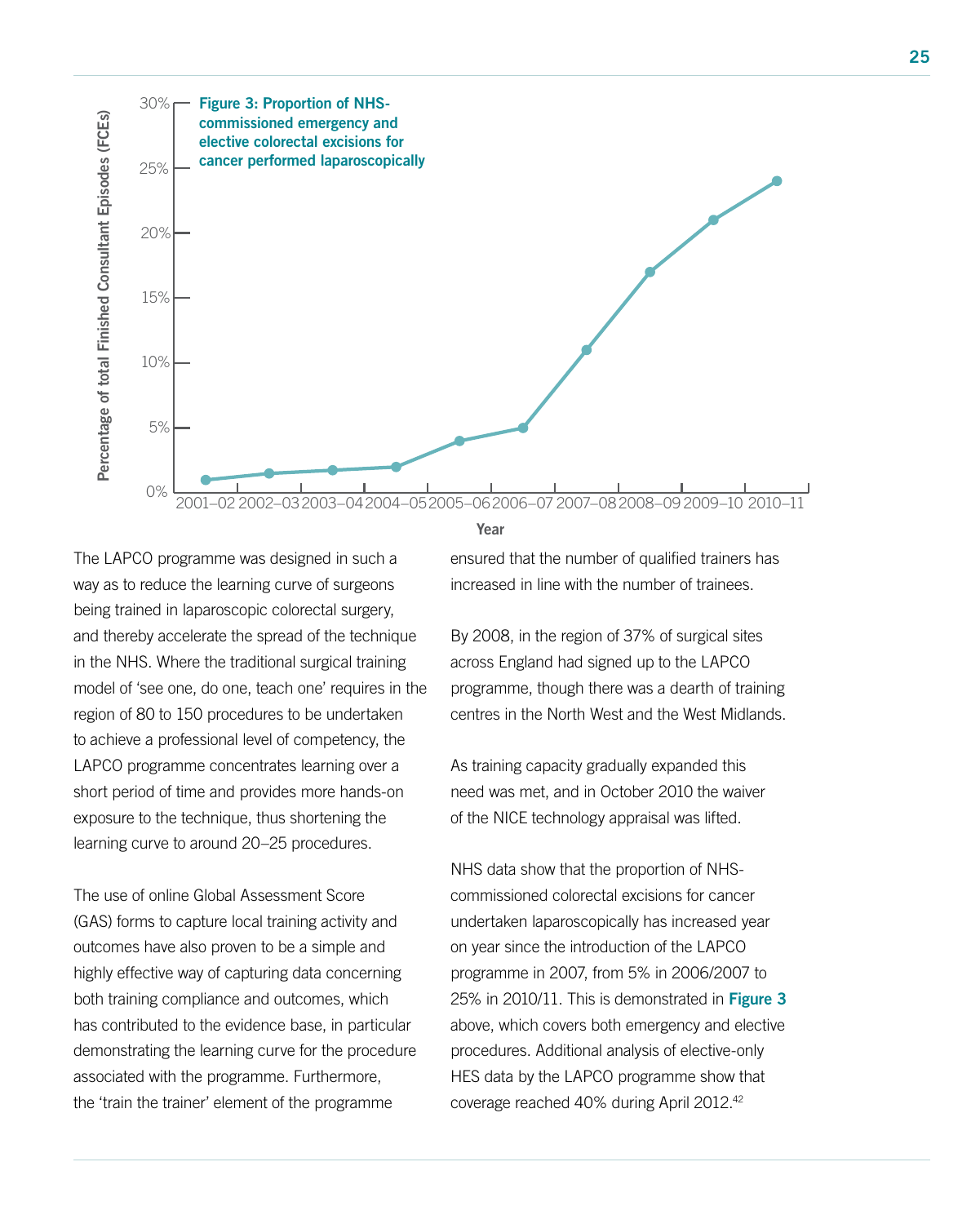**Figure 3: Proportion of NHS-commissioned emergency and elective colorectal excisions for cancer performed laparoscopically**

The LAPCO programme was designed in such a way as to reduce the learning curve of surgeons being trained in laparoscopic colorectal surgery, and thereby accelerate the spread of the technique in the NHS. Where the traditional surgical training model of 'see one, do one, teach one' requires in the region of 80 to 150 procedures to be undertaken to achieve a professional level of competency, the LAPCO programme concentrates learning over a short period of time and provides more hands-on exposure to the technique, thus shortening the learning curve to around 20–25 procedures.

The use of online Global Assessment Score (GAS) forms to capture local training activity and outcomes have also proven to be a simple and highly effective way of capturing data concerning both training compliance and outcomes, which has contributed to the evidence base, in particular demonstrating the learning curve for the procedure associated with the programme. Furthermore, the 'train the trainer' element of the programme ensured that the number of qualified trainers has increased in line with the number of trainees.

By 2008, in the region of 37% of surgical sites across England had signed up to the LAPCO programme, though there was a dearth of training centres in the North West and the West Midlands.

As training capacity gradually expanded this need was met, and in October 2010 the waiver of the NICE technology appraisal was lifted.

NHS data show that the proportion of NHS-commissioned colorectal excisions for cancer undertaken laparoscopically has increased year on year since the introduction of the LAPCO programme in 2007, from 5% in 2006/2007 to 25% in 2010/11. This is demonstrated in **Figure 3** above, which covers both emergency and elective procedures. Additional analysis of elective-only HES data by the LAPCO programme show that coverage reached 40% during April 2012.[42]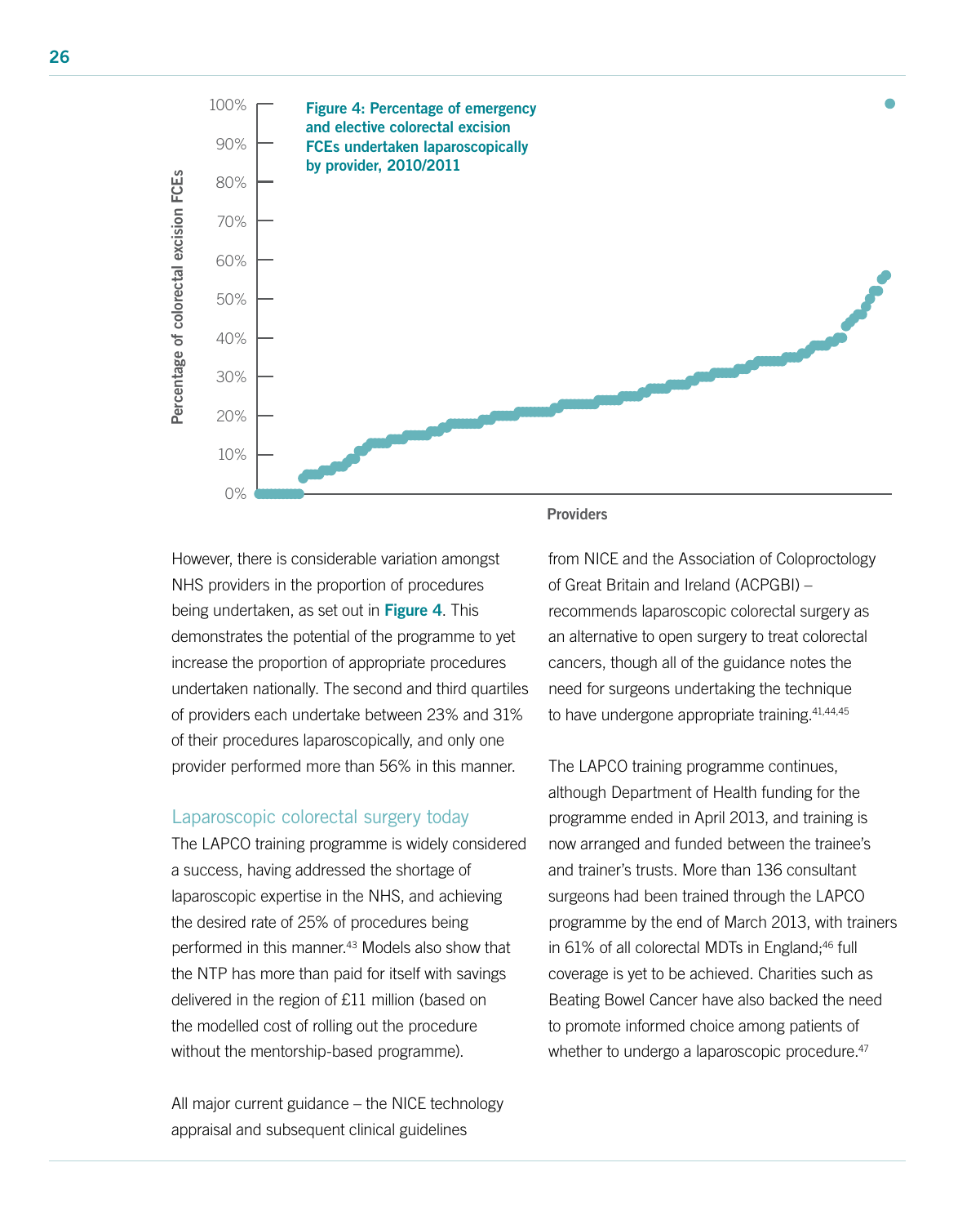**Figure 4: Percentage of emergency and elective colorectal excision FCEs undertaken laparoscopically by provider, 2010/2011**

However, there is considerable variation amongst NHS providers in the proportion of procedures being undertaken, as set out in **Figure 4**. This demonstrates the potential of the programme to yet increase the proportion of appropriate procedures undertaken nationally. The second and third quartiles of providers each undertake between 23% and 31% of their procedures laparoscopically, and only one provider performed more than 56% in this manner.

## Laparoscopic colorectal surgery today

The LAPCO training programme is widely considered a success, having addressed the shortage of laparoscopic expertise in the NHS, and achieving the desired rate of 25% of procedures being performed in this manner.[43] Models also show that the NTP has more than paid for itself with savings delivered in the region of £11 million (based on the modelled cost of rolling out the procedure without the mentorship-based programme).

All major current guidance – the NICE technology appraisal and subsequent clinical guidelines from NICE and the Association of Coloproctology of Great Britain and Ireland (ACPGBI) – recommends laparoscopic colorectal surgery as an alternative to open surgery to treat colorectal cancers, though all of the guidance notes the need for surgeons undertaking the technique to have undergone appropriate training.[41,44,45]

The LAPCO training programme continues, although Department of Health funding for the programme ended in April 2013, and training is now arranged and funded between the trainee's and trainer's trusts. More than 136 consultant surgeons had been trained through the LAPCO programme by the end of March 2013, with trainers in 61% of all colorectal MDTs in England;[46] full coverage is yet to be achieved. Charities such as Beating Bowel Cancer have also backed the need to promote informed choice among patients of whether to undergo a laparoscopic procedure.[47]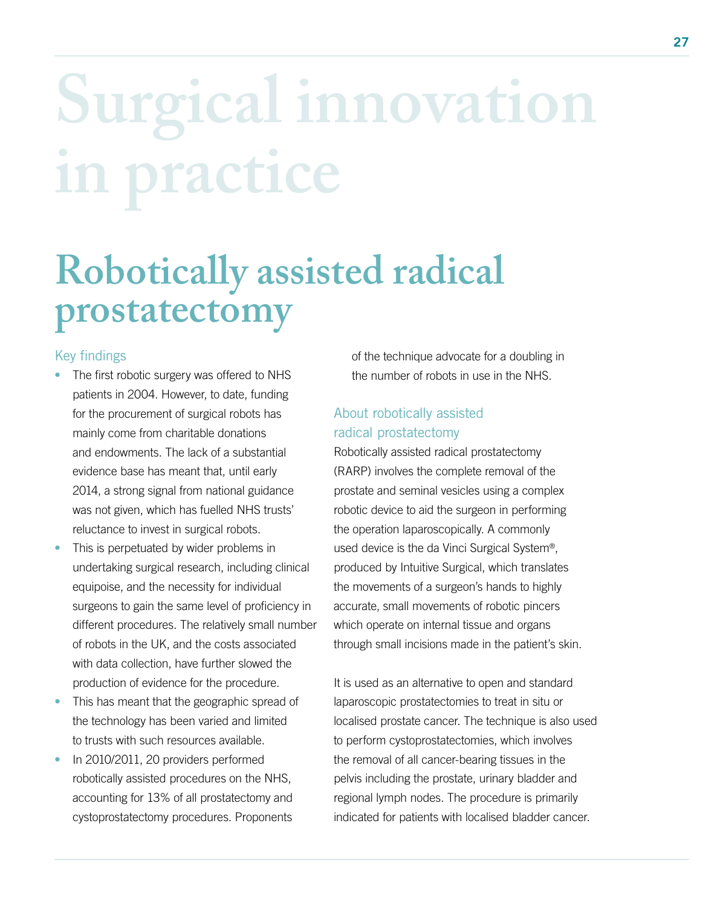# Surgical innovation in practice

## Robotically assisted radical prostatectomy

### Key findings

- The first robotic surgery was offered to NHS patients in 2004. However, to date, funding for the procurement of surgical robots has mainly come from charitable donations and endowments. The lack of a substantial evidence base has meant that, until early 2014, a strong signal from national guidance was not given, which has fuelled NHS trusts' reluctance to invest in surgical robots.
- This is perpetuated by wider problems in undertaking surgical research, including clinical equipoise, and the necessity for individual surgeons to gain the same level of proficiency in different procedures. The relatively small number of robots in the UK, and the costs associated with data collection, have further slowed the production of evidence for the procedure.
- This has meant that the geographic spread of the technology has been varied and limited to trusts with such resources available.
- In 2010/2011, 20 providers performed robotically assisted procedures on the NHS, accounting for 13% of all prostatectomy and cystoprostatectomy procedures. Proponents of the technique advocate for a doubling in the number of robots in use in the NHS.

### About robotically assisted radical prostatectomy

Robotically assisted radical prostatectomy (RARP) involves the complete removal of the prostate and seminal vesicles using a complex robotic device to aid the surgeon in performing the operation laparoscopically. A commonly used device is the da Vinci Surgical System®, produced by Intuitive Surgical, which translates the movements of a surgeon's hands to highly accurate, small movements of robotic pincers which operate on internal tissue and organs through small incisions made in the patient's skin.

It is used as an alternative to open and standard laparoscopic prostatectomies to treat in situ or localised prostate cancer. The technique is also used to perform cystoprostatectomies, which involves the removal of all cancer-bearing tissues in the pelvis including the prostate, urinary bladder and regional lymph nodes. The procedure is primarily indicated for patients with localised bladder cancer.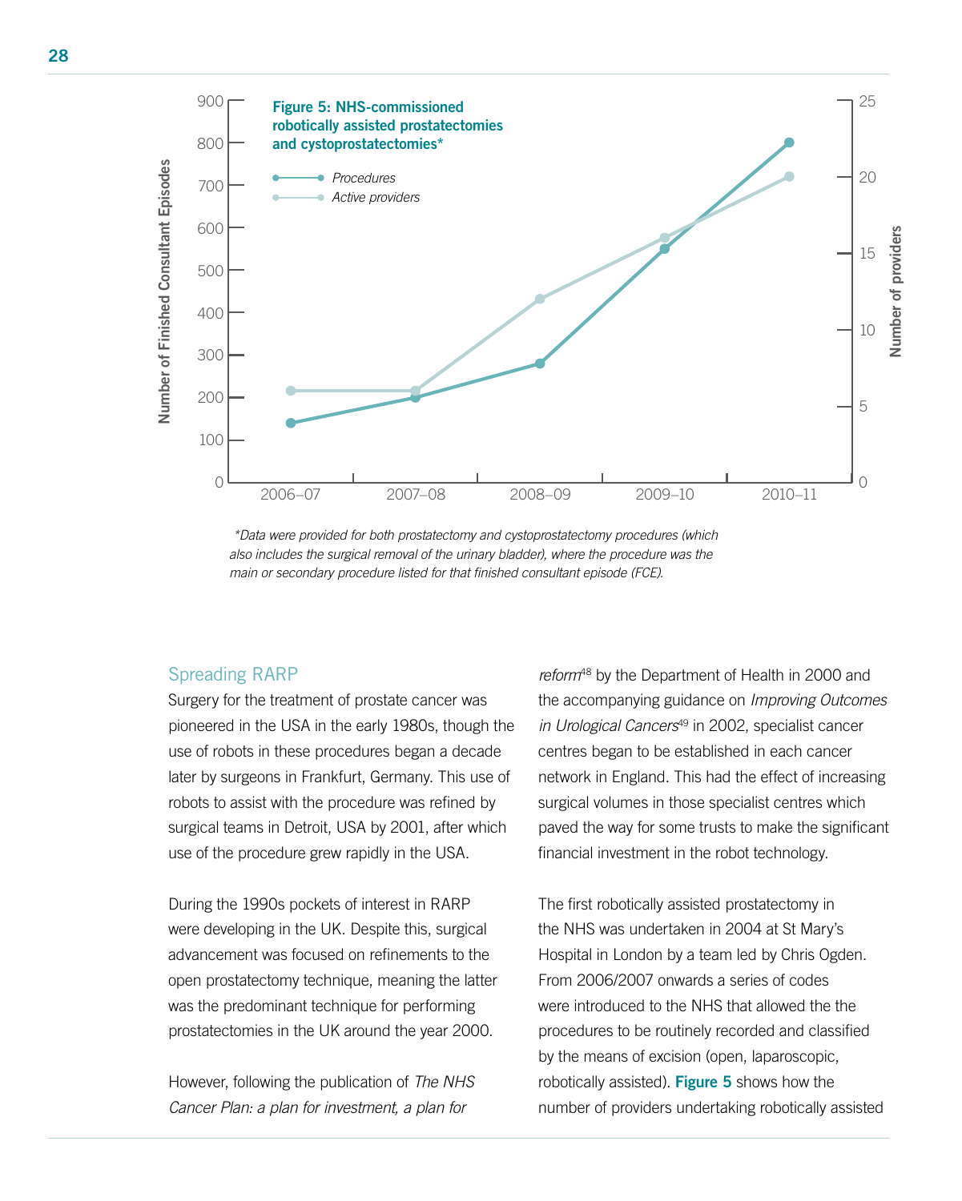**Figure 5: NHS-commissioned robotically assisted prostatectomies and cystoprostatectomies***

*\*Data were provided for both prostatectomy and cystoprostatectomy procedures (which also includes the surgical removal of the urinary bladder), where the procedure was the main or secondary procedure listed for that finished consultant episode (FCE).*

## Spreading RARP

Surgery for the treatment of prostate cancer was pioneered in the USA in the early 1980s, though the use of robots in these procedures began a decade later by surgeons in Frankfurt, Germany. This use of robots to assist with the procedure was refined by surgical teams in Detroit, USA by 2001, after which use of the procedure grew rapidly in the USA.

During the 1990s pockets of interest in RARP were developing in the UK. Despite this, surgical advancement was focused on refinements to the open prostatectomy technique, meaning the latter was the predominant technique for performing prostatectomies in the UK around the year 2000.

However, following the publication of *The NHS Cancer Plan: a plan for investment, a plan for reform*[48] by the Department of Health in 2000 and the accompanying guidance on *Improving Outcomes in Urological Cancers*[49] in 2002, specialist cancer centres began to be established in each cancer network in England. This had the effect of increasing surgical volumes in those specialist centres which paved the way for some trusts to make the significant financial investment in the robot technology.

The first robotically assisted prostatectomy in the NHS was undertaken in 2004 at St Mary's Hospital in London by a team led by Chris Ogden. From 2006/2007 onwards a series of codes were introduced to the NHS that allowed the the procedures to be routinely recorded and classified by the means of excision (open, laparoscopic, robotically assisted). **Figure 5** shows how the number of providers undertaking robotically assisted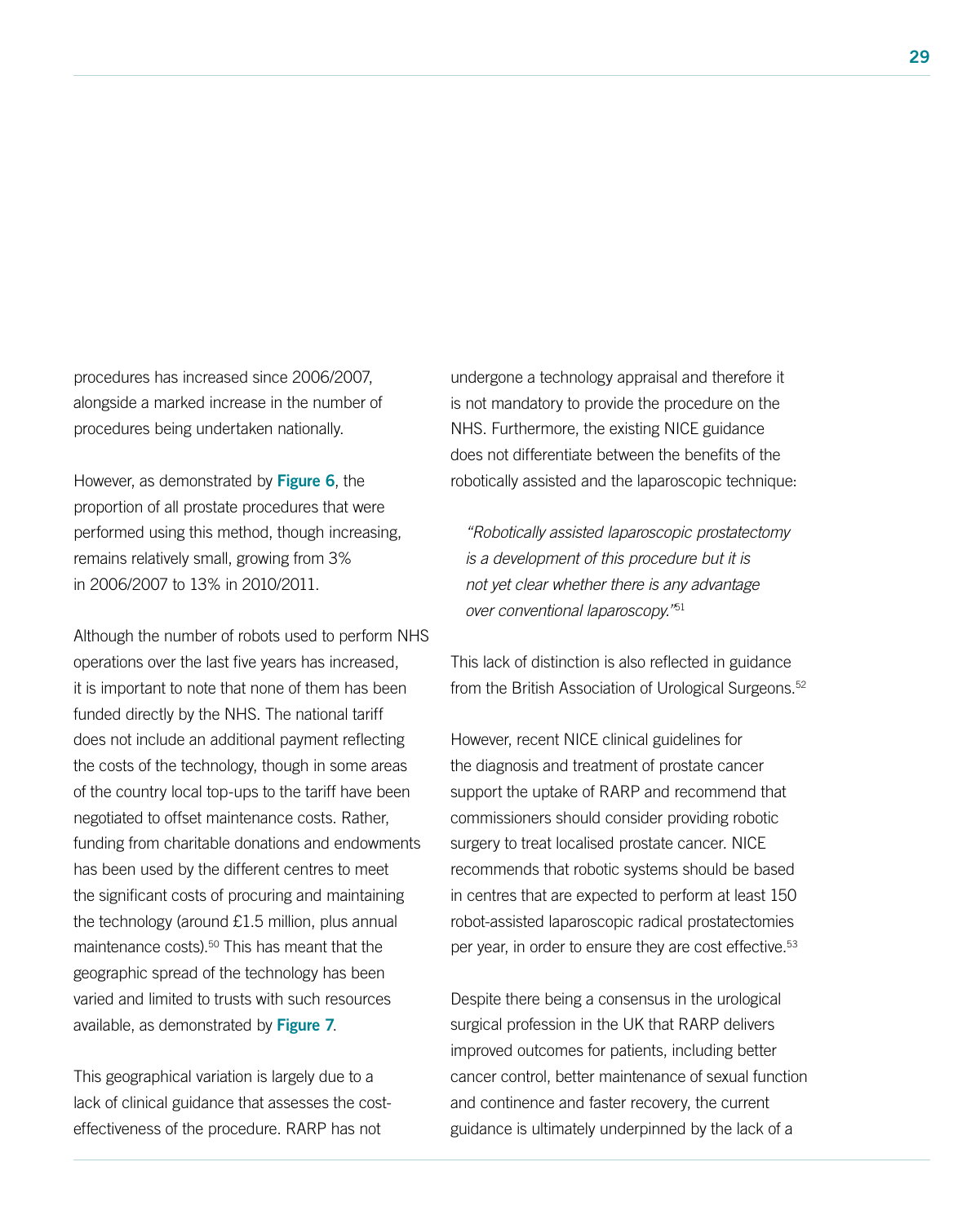procedures has increased since 2006/2007, alongside a marked increase in the number of procedures being undertaken nationally.

However, as demonstrated by **Figure 6**, the proportion of all prostate procedures that were performed using this method, though increasing, remains relatively small, growing from 3% in 2006/2007 to 13% in 2010/2011.

Although the number of robots used to perform NHS operations over the last five years has increased, it is important to note that none of them has been funded directly by the NHS. The national tariff does not include an additional payment reflecting the costs of the technology, though in some areas of the country local top-ups to the tariff have been negotiated to offset maintenance costs. Rather, funding from charitable donations and endowments has been used by the different centres to meet the significant costs of procuring and maintaining the technology (around £1.5 million, plus annual maintenance costs).[50] This has meant that the geographic spread of the technology has been varied and limited to trusts with such resources available, as demonstrated by **Figure 7**.

This geographical variation is largely due to a lack of clinical guidance that assesses the cost-effectiveness of the procedure. RARP has not undergone a technology appraisal and therefore it is not mandatory to provide the procedure on the NHS. Furthermore, the existing NICE guidance does not differentiate between the benefits of the robotically assisted and the laparoscopic technique:

> *"Robotically assisted laparoscopic prostatectomy is a development of this procedure but it is not yet clear whether there is any advantage over conventional laparoscopy."*[51]

This lack of distinction is also reflected in guidance from the British Association of Urological Surgeons.[52]

However, recent NICE clinical guidelines for the diagnosis and treatment of prostate cancer support the uptake of RARP and recommend that commissioners should consider providing robotic surgery to treat localised prostate cancer. NICE recommends that robotic systems should be based in centres that are expected to perform at least 150 robot-assisted laparoscopic radical prostatectomies per year, in order to ensure they are cost effective.[53]

Despite there being a consensus in the urological surgical profession in the UK that RARP delivers improved outcomes for patients, including better cancer control, better maintenance of sexual function and continence and faster recovery, the current guidance is ultimately underpinned by the lack of a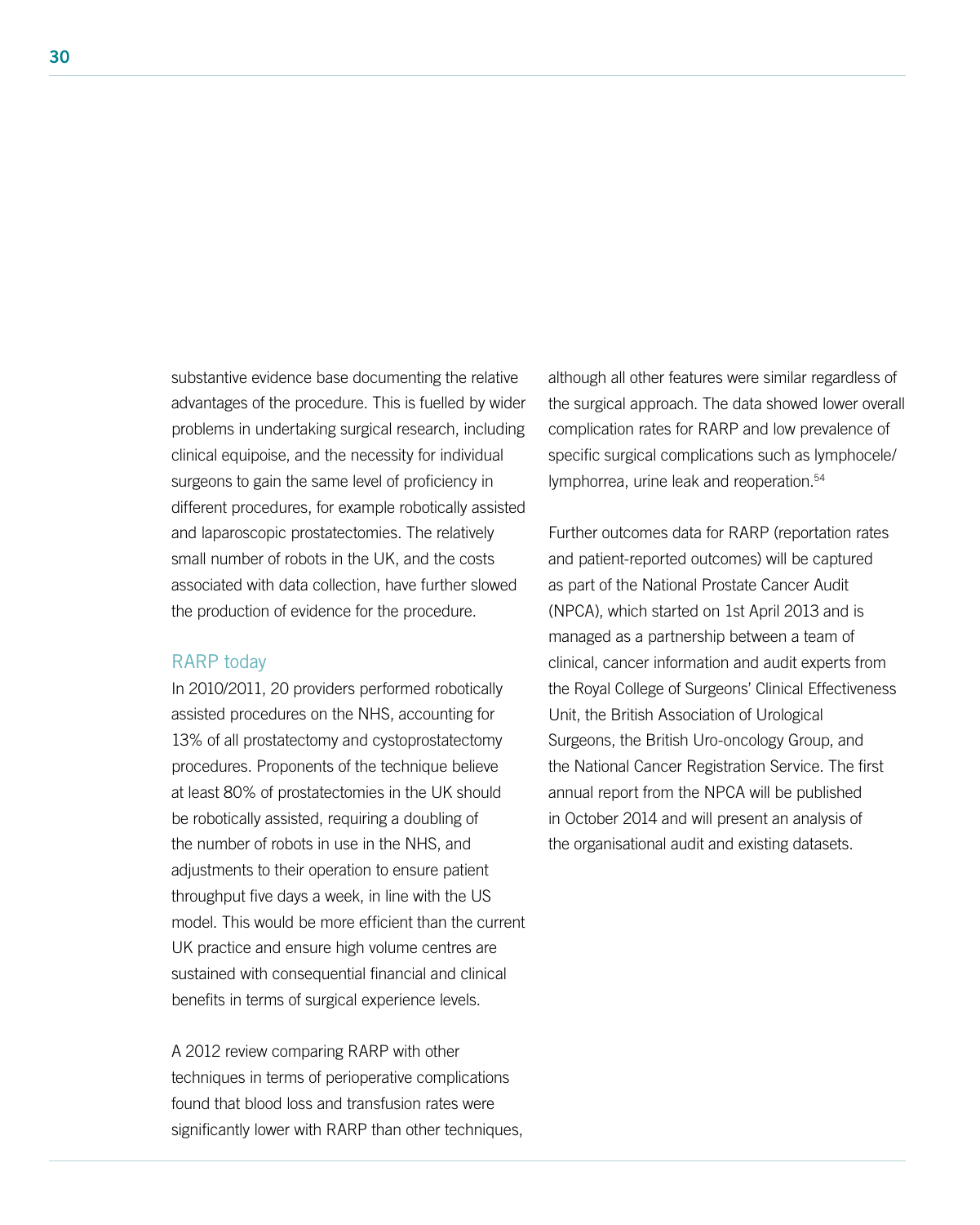substantive evidence base documenting the relative advantages of the procedure. This is fuelled by wider problems in undertaking surgical research, including clinical equipoise, and the necessity for individual surgeons to gain the same level of proficiency in different procedures, for example robotically assisted and laparoscopic prostatectomies. The relatively small number of robots in the UK, and the costs associated with data collection, have further slowed the production of evidence for the procedure.

### RARP today

In 2010/2011, 20 providers performed robotically assisted procedures on the NHS, accounting for 13% of all prostatectomy and cystoprostatectomy procedures. Proponents of the technique believe at least 80% of prostatectomies in the UK should be robotically assisted, requiring a doubling of the number of robots in use in the NHS, and adjustments to their operation to ensure patient throughput five days a week, in line with the US model. This would be more efficient than the current UK practice and ensure high volume centres are sustained with consequential financial and clinical benefits in terms of surgical experience levels.

A 2012 review comparing RARP with other techniques in terms of perioperative complications found that blood loss and transfusion rates were significantly lower with RARP than other techniques, although all other features were similar regardless of the surgical approach. The data showed lower overall complication rates for RARP and low prevalence of specific surgical complications such as lymphocele/lymphorrea, urine leak and reoperation.[54]

Further outcomes data for RARP (reportation rates and patient-reported outcomes) will be captured as part of the National Prostate Cancer Audit (NPCA), which started on 1st April 2013 and is managed as a partnership between a team of clinical, cancer information and audit experts from the Royal College of Surgeons' Clinical Effectiveness Unit, the British Association of Urological Surgeons, the British Uro-oncology Group, and the National Cancer Registration Service. The first annual report from the NPCA will be published in October 2014 and will present an analysis of the organisational audit and existing datasets.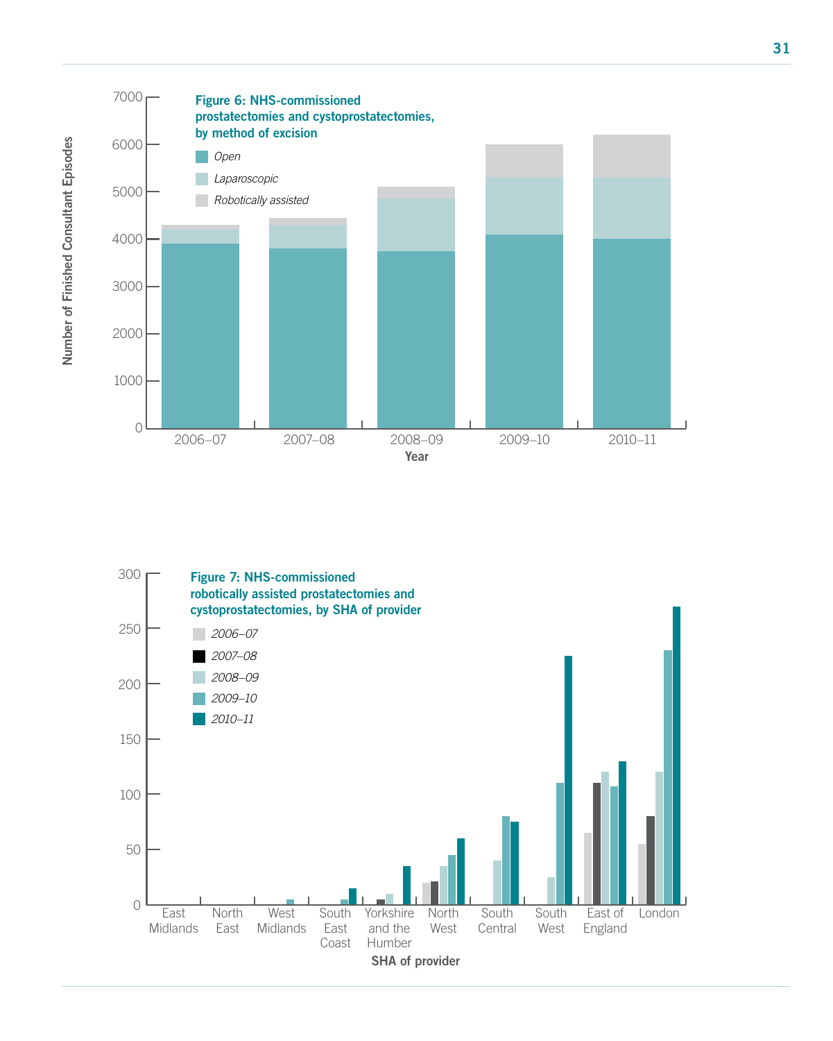**Figure 6: NHS-commissioned prostatectomies and cystoprostatectomies, by method of excision**

- *Open*
- *Laparoscopic*
- *Robotically assisted*

Number of Finished Consultant Episodes

0, 1000, 2000, 3000, 4000, 5000, 6000, 7000

2006–07, 2007–08, 2008–09, 2009–10, 2010–11

**Year**

**Figure 7: NHS-commissioned robotically assisted prostatectomies and cystoprostatectomies, by SHA of provider**

- *2006–07*
- *2007–08*
- *2008–09*
- *2009–10*
- *2010–11*

0, 50, 100, 150, 200, 250, 300

East Midlands, North East, West Midlands, South East Coast, Yorkshire and the Humber, North West, South Central, South West, East of England, London

**SHA of provider**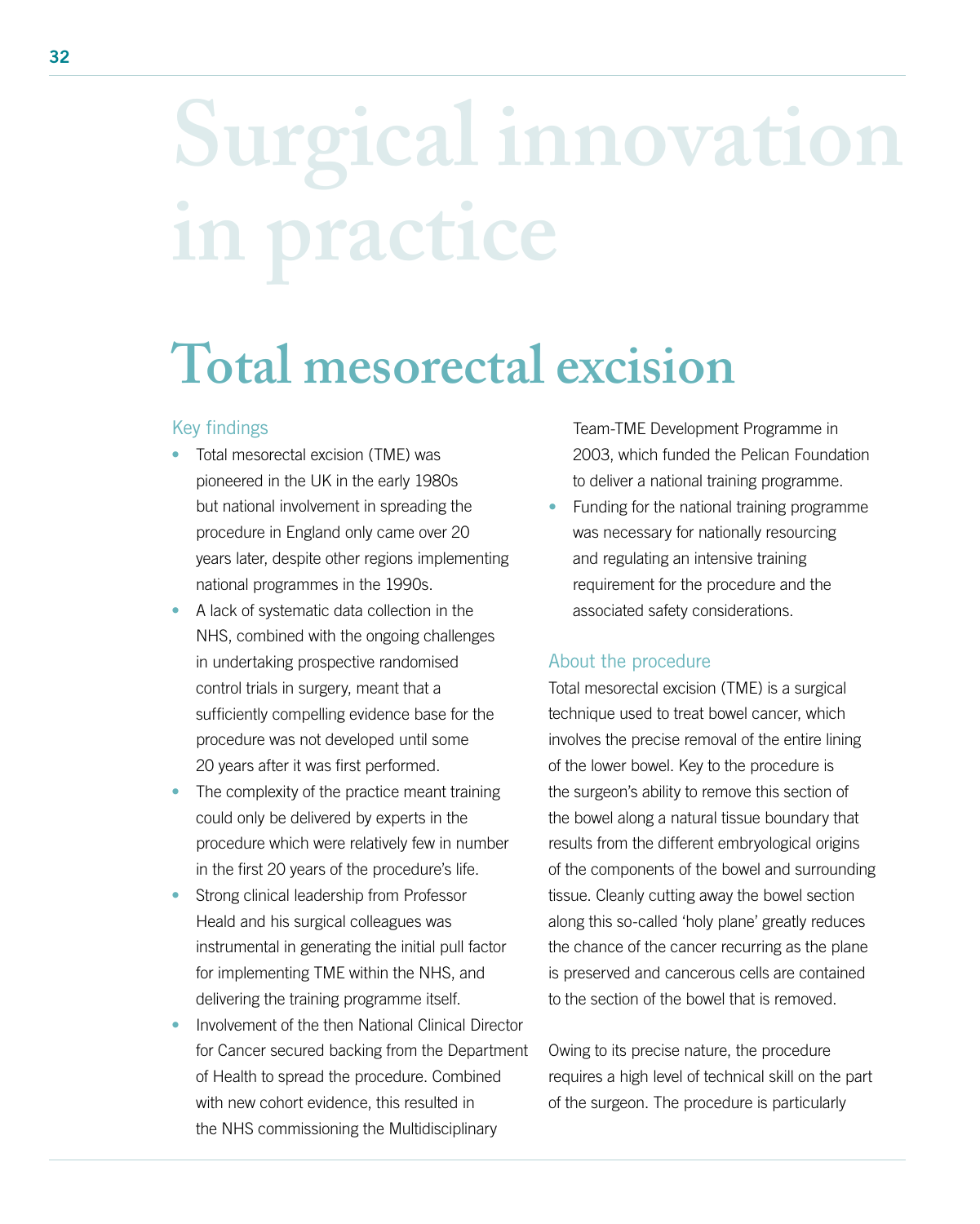# Surgical innovation in practice

## Total mesorectal excision

### Key findings

- Total mesorectal excision (TME) was pioneered in the UK in the early 1980s but national involvement in spreading the procedure in England only came over 20 years later, despite other regions implementing national programmes in the 1990s.
- A lack of systematic data collection in the NHS, combined with the ongoing challenges in undertaking prospective randomised control trials in surgery, meant that a sufficiently compelling evidence base for the procedure was not developed until some 20 years after it was first performed.
- The complexity of the practice meant training could only be delivered by experts in the procedure which were relatively few in number in the first 20 years of the procedure's life.
- Strong clinical leadership from Professor Heald and his surgical colleagues was instrumental in generating the initial pull factor for implementing TME within the NHS, and delivering the training programme itself.
- Involvement of the then National Clinical Director for Cancer secured backing from the Department of Health to spread the procedure. Combined with new cohort evidence, this resulted in the NHS commissioning the Multidisciplinary Team-TME Development Programme in 2003, which funded the Pelican Foundation to deliver a national training programme.
- Funding for the national training programme was necessary for nationally resourcing and regulating an intensive training requirement for the procedure and the associated safety considerations.

### About the procedure

Total mesorectal excision (TME) is a surgical technique used to treat bowel cancer, which involves the precise removal of the entire lining of the lower bowel. Key to the procedure is the surgeon's ability to remove this section of the bowel along a natural tissue boundary that results from the different embryological origins of the components of the bowel and surrounding tissue. Cleanly cutting away the bowel section along this so-called 'holy plane' greatly reduces the chance of the cancer recurring as the plane is preserved and cancerous cells are contained to the section of the bowel that is removed.

Owing to its precise nature, the procedure requires a high level of technical skill on the part of the surgeon. The procedure is particularly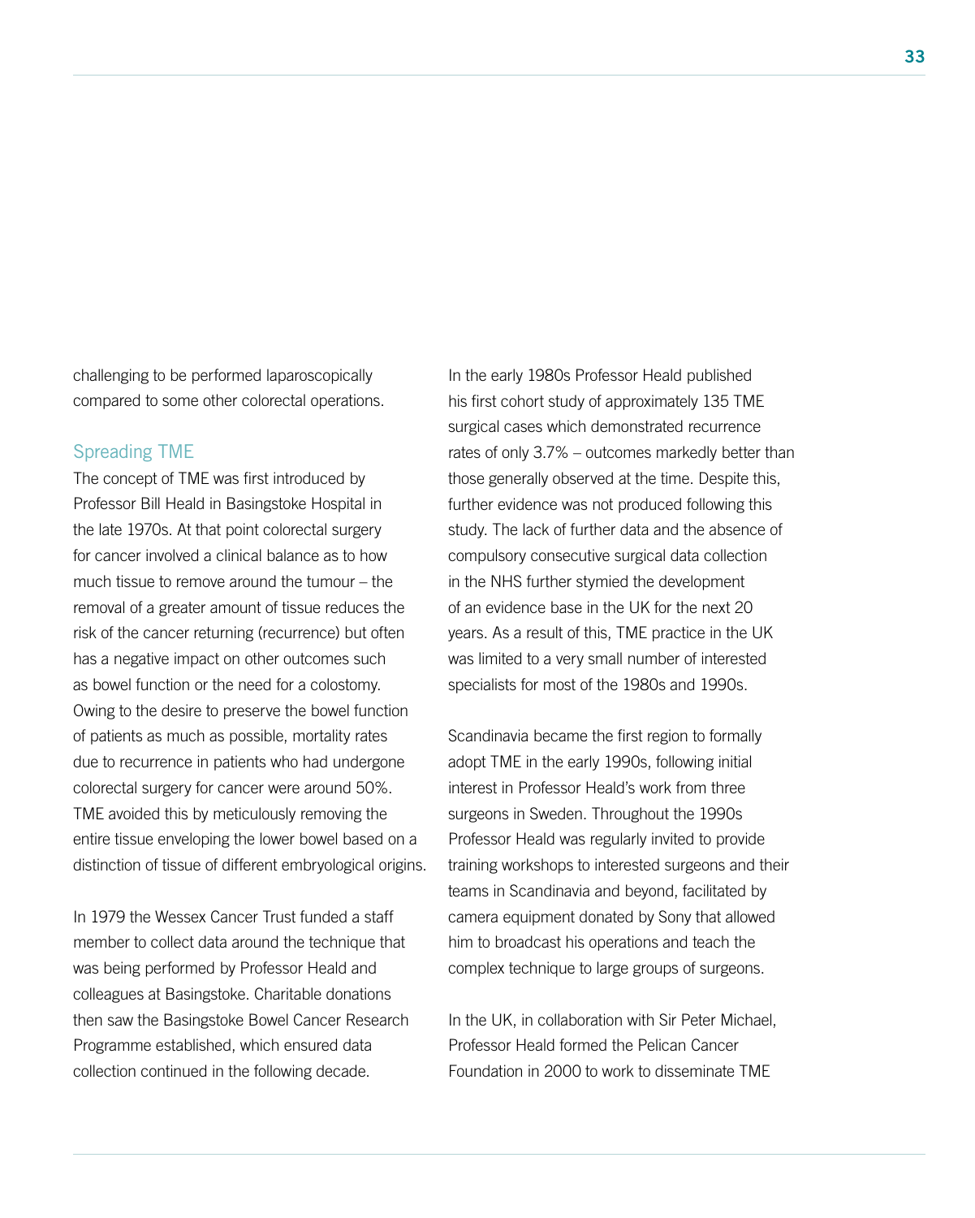challenging to be performed laparoscopically compared to some other colorectal operations.

### Spreading TME

The concept of TME was first introduced by Professor Bill Heald in Basingstoke Hospital in the late 1970s. At that point colorectal surgery for cancer involved a clinical balance as to how much tissue to remove around the tumour – the removal of a greater amount of tissue reduces the risk of the cancer returning (recurrence) but often has a negative impact on other outcomes such as bowel function or the need for a colostomy. Owing to the desire to preserve the bowel function of patients as much as possible, mortality rates due to recurrence in patients who had undergone colorectal surgery for cancer were around 50%. TME avoided this by meticulously removing the entire tissue enveloping the lower bowel based on a distinction of tissue of different embryological origins.

In 1979 the Wessex Cancer Trust funded a staff member to collect data around the technique that was being performed by Professor Heald and colleagues at Basingstoke. Charitable donations then saw the Basingstoke Bowel Cancer Research Programme established, which ensured data collection continued in the following decade.

In the early 1980s Professor Heald published his first cohort study of approximately 135 TME surgical cases which demonstrated recurrence rates of only 3.7% – outcomes markedly better than those generally observed at the time. Despite this, further evidence was not produced following this study. The lack of further data and the absence of compulsory consecutive surgical data collection in the NHS further stymied the development of an evidence base in the UK for the next 20 years. As a result of this, TME practice in the UK was limited to a very small number of interested specialists for most of the 1980s and 1990s.

Scandinavia became the first region to formally adopt TME in the early 1990s, following initial interest in Professor Heald's work from three surgeons in Sweden. Throughout the 1990s Professor Heald was regularly invited to provide training workshops to interested surgeons and their teams in Scandinavia and beyond, facilitated by camera equipment donated by Sony that allowed him to broadcast his operations and teach the complex technique to large groups of surgeons.

In the UK, in collaboration with Sir Peter Michael, Professor Heald formed the Pelican Cancer Foundation in 2000 to work to disseminate TME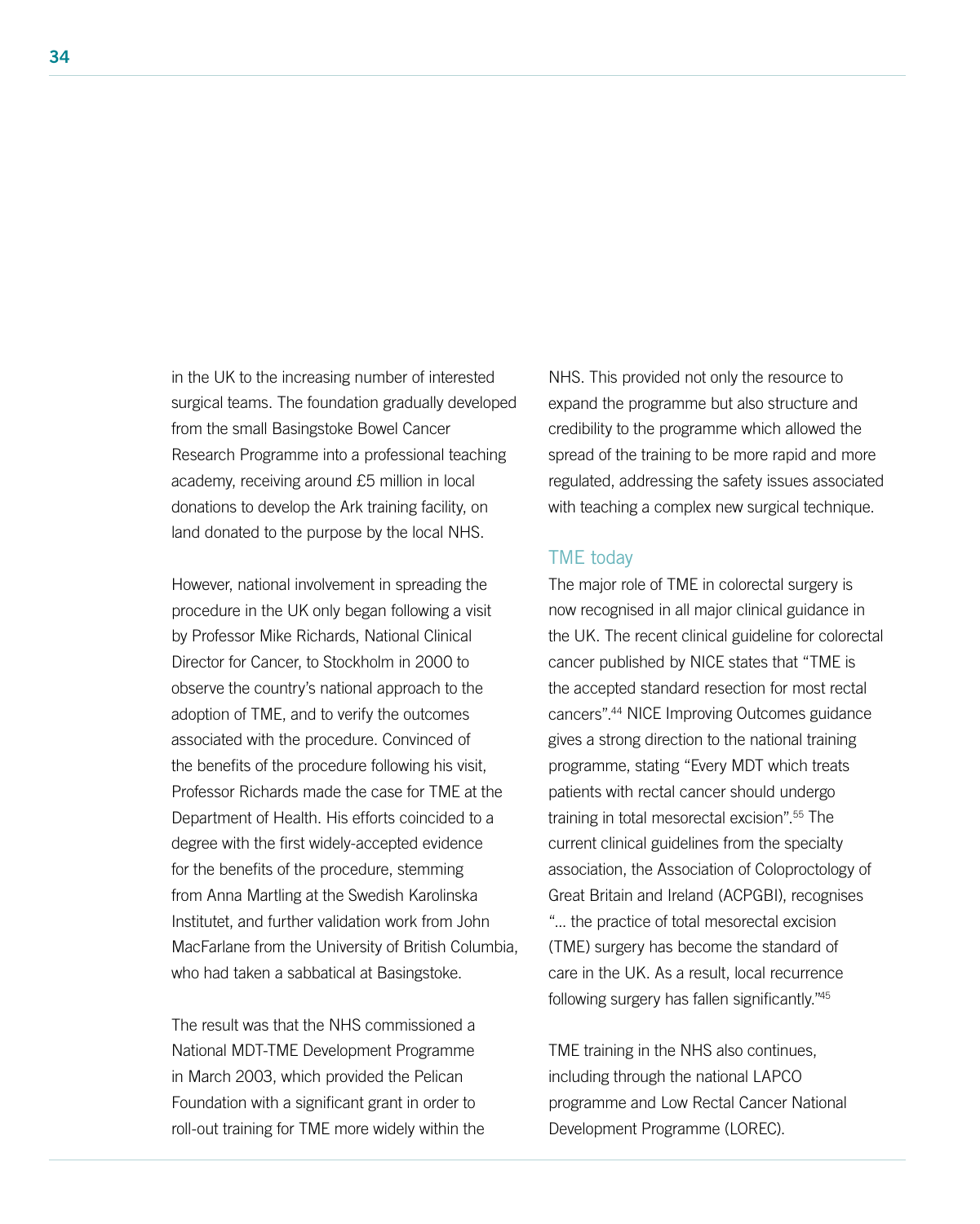in the UK to the increasing number of interested surgical teams. The foundation gradually developed from the small Basingstoke Bowel Cancer Research Programme into a professional teaching academy, receiving around £5 million in local donations to develop the Ark training facility, on land donated to the purpose by the local NHS.

However, national involvement in spreading the procedure in the UK only began following a visit by Professor Mike Richards, National Clinical Director for Cancer, to Stockholm in 2000 to observe the country's national approach to the adoption of TME, and to verify the outcomes associated with the procedure. Convinced of the benefits of the procedure following his visit, Professor Richards made the case for TME at the Department of Health. His efforts coincided to a degree with the first widely-accepted evidence for the benefits of the procedure, stemming from Anna Martling at the Swedish Karolinska Institutet, and further validation work from John MacFarlane from the University of British Columbia, who had taken a sabbatical at Basingstoke.

The result was that the NHS commissioned a National MDT-TME Development Programme in March 2003, which provided the Pelican Foundation with a significant grant in order to roll-out training for TME more widely within the NHS. This provided not only the resource to expand the programme but also structure and credibility to the programme which allowed the spread of the training to be more rapid and more regulated, addressing the safety issues associated with teaching a complex new surgical technique.

## TME today

The major role of TME in colorectal surgery is now recognised in all major clinical guidance in the UK. The recent clinical guideline for colorectal cancer published by NICE states that "TME is the accepted standard resection for most rectal cancers".[44] NICE Improving Outcomes guidance gives a strong direction to the national training programme, stating "Every MDT which treats patients with rectal cancer should undergo training in total mesorectal excision".[55] The current clinical guidelines from the specialty association, the Association of Coloproctology of Great Britain and Ireland (ACPGBI), recognises "... the practice of total mesorectal excision (TME) surgery has become the standard of care in the UK. As a result, local recurrence following surgery has fallen significantly."[45]

TME training in the NHS also continues, including through the national LAPCO programme and Low Rectal Cancer National Development Programme (LOREC).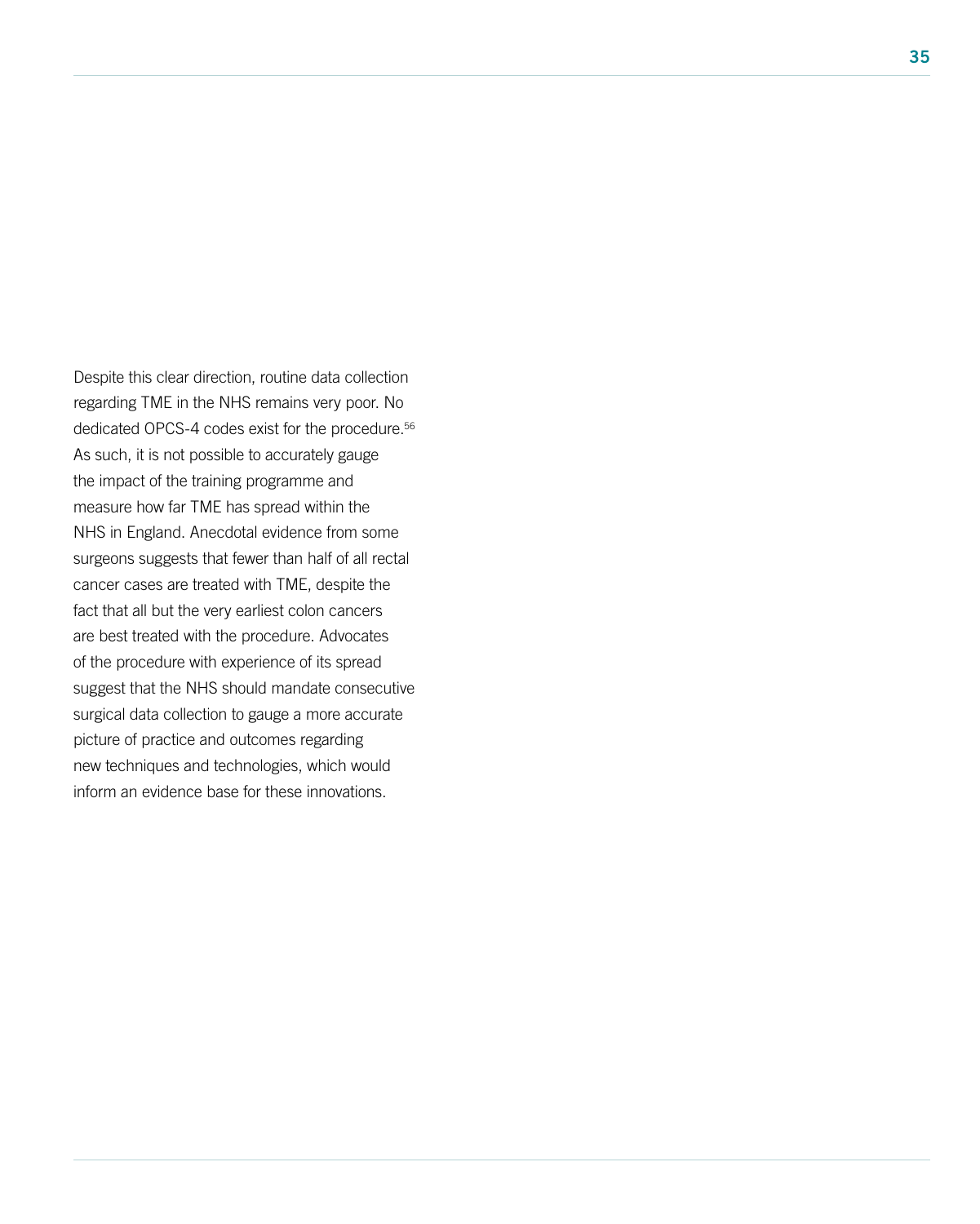Despite this clear direction, routine data collection regarding TME in the NHS remains very poor. No dedicated OPCS-4 codes exist for the procedure.[56] As such, it is not possible to accurately gauge the impact of the training programme and measure how far TME has spread within the NHS in England. Anecdotal evidence from some surgeons suggests that fewer than half of all rectal cancer cases are treated with TME, despite the fact that all but the very earliest colon cancers are best treated with the procedure. Advocates of the procedure with experience of its spread suggest that the NHS should mandate consecutive surgical data collection to gauge a more accurate picture of practice and outcomes regarding new techniques and technologies, which would inform an evidence base for these innovations.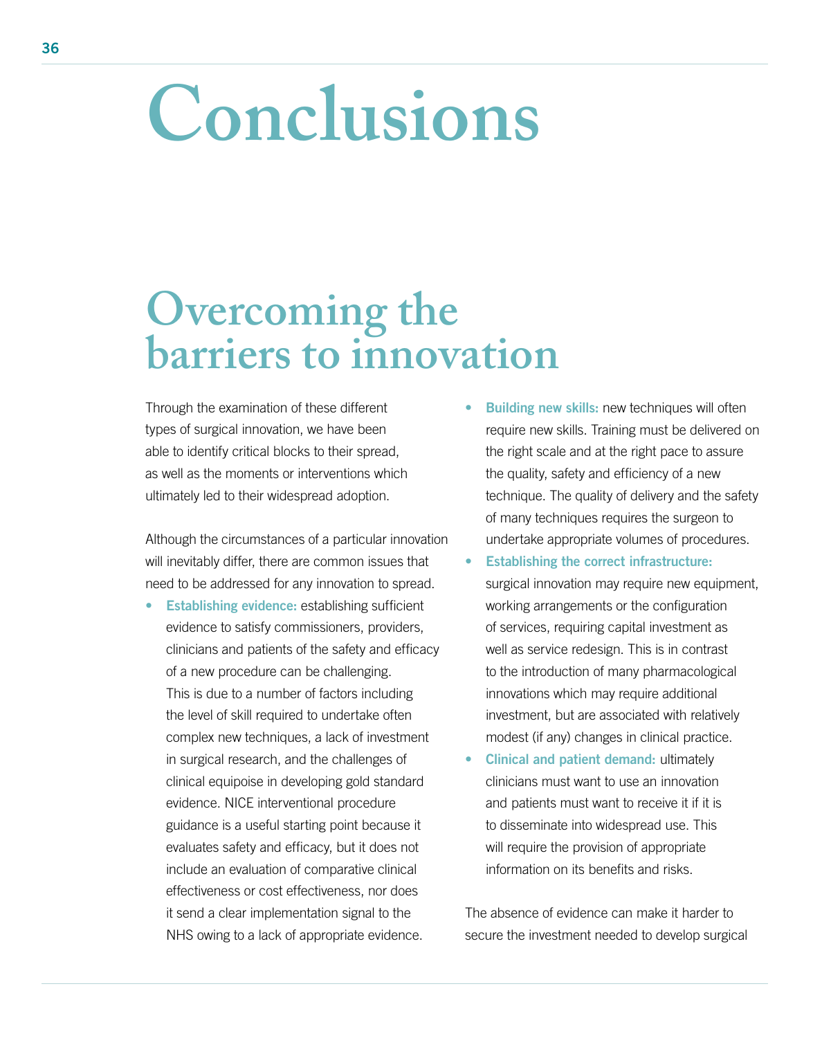# Conclusions

## Overcoming the barriers to innovation

Through the examination of these different types of surgical innovation, we have been able to identify critical blocks to their spread, as well as the moments or interventions which ultimately led to their widespread adoption.

Although the circumstances of a particular innovation will inevitably differ, there are common issues that need to be addressed for any innovation to spread.

- **Establishing evidence:** establishing sufficient evidence to satisfy commissioners, providers, clinicians and patients of the safety and efficacy of a new procedure can be challenging. This is due to a number of factors including the level of skill required to undertake often complex new techniques, a lack of investment in surgical research, and the challenges of clinical equipoise in developing gold standard evidence. NICE interventional procedure guidance is a useful starting point because it evaluates safety and efficacy, but it does not include an evaluation of comparative clinical effectiveness or cost effectiveness, nor does it send a clear implementation signal to the NHS owing to a lack of appropriate evidence.
- **Building new skills:** new techniques will often require new skills. Training must be delivered on the right scale and at the right pace to assure the quality, safety and efficiency of a new technique. The quality of delivery and the safety of many techniques requires the surgeon to undertake appropriate volumes of procedures.
- **Establishing the correct infrastructure:** surgical innovation may require new equipment, working arrangements or the configuration of services, requiring capital investment as well as service redesign. This is in contrast to the introduction of many pharmacological innovations which may require additional investment, but are associated with relatively modest (if any) changes in clinical practice.
- **Clinical and patient demand:** ultimately clinicians must want to use an innovation and patients must want to receive it if it is to disseminate into widespread use. This will require the provision of appropriate information on its benefits and risks.

The absence of evidence can make it harder to secure the investment needed to develop surgical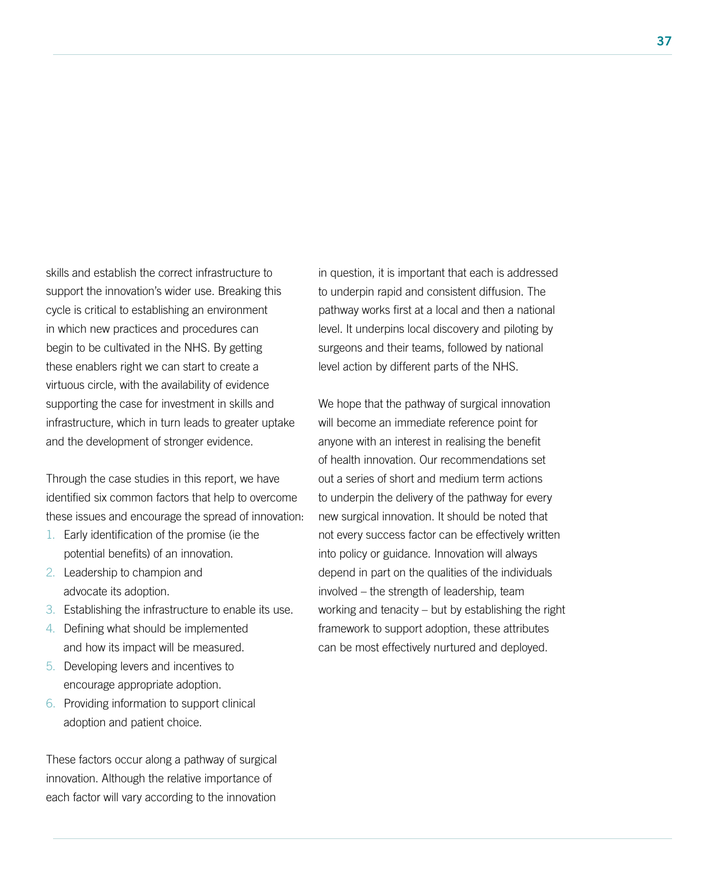skills and establish the correct infrastructure to support the innovation's wider use. Breaking this cycle is critical to establishing an environment in which new practices and procedures can begin to be cultivated in the NHS. By getting these enablers right we can start to create a virtuous circle, with the availability of evidence supporting the case for investment in skills and infrastructure, which in turn leads to greater uptake and the development of stronger evidence.

Through the case studies in this report, we have identified six common factors that help to overcome these issues and encourage the spread of innovation:

1. Early identification of the promise (ie the potential benefits) of an innovation.
2. Leadership to champion and advocate its adoption.
3. Establishing the infrastructure to enable its use.
4. Defining what should be implemented and how its impact will be measured.
5. Developing levers and incentives to encourage appropriate adoption.
6. Providing information to support clinical adoption and patient choice.

These factors occur along a pathway of surgical innovation. Although the relative importance of each factor will vary according to the innovation in question, it is important that each is addressed to underpin rapid and consistent diffusion. The pathway works first at a local and then a national level. It underpins local discovery and piloting by surgeons and their teams, followed by national level action by different parts of the NHS.

We hope that the pathway of surgical innovation will become an immediate reference point for anyone with an interest in realising the benefit of health innovation. Our recommendations set out a series of short and medium term actions to underpin the delivery of the pathway for every new surgical innovation. It should be noted that not every success factor can be effectively written into policy or guidance. Innovation will always depend in part on the qualities of the individuals involved – the strength of leadership, team working and tenacity – but by establishing the right framework to support adoption, these attributes can be most effectively nurtured and deployed.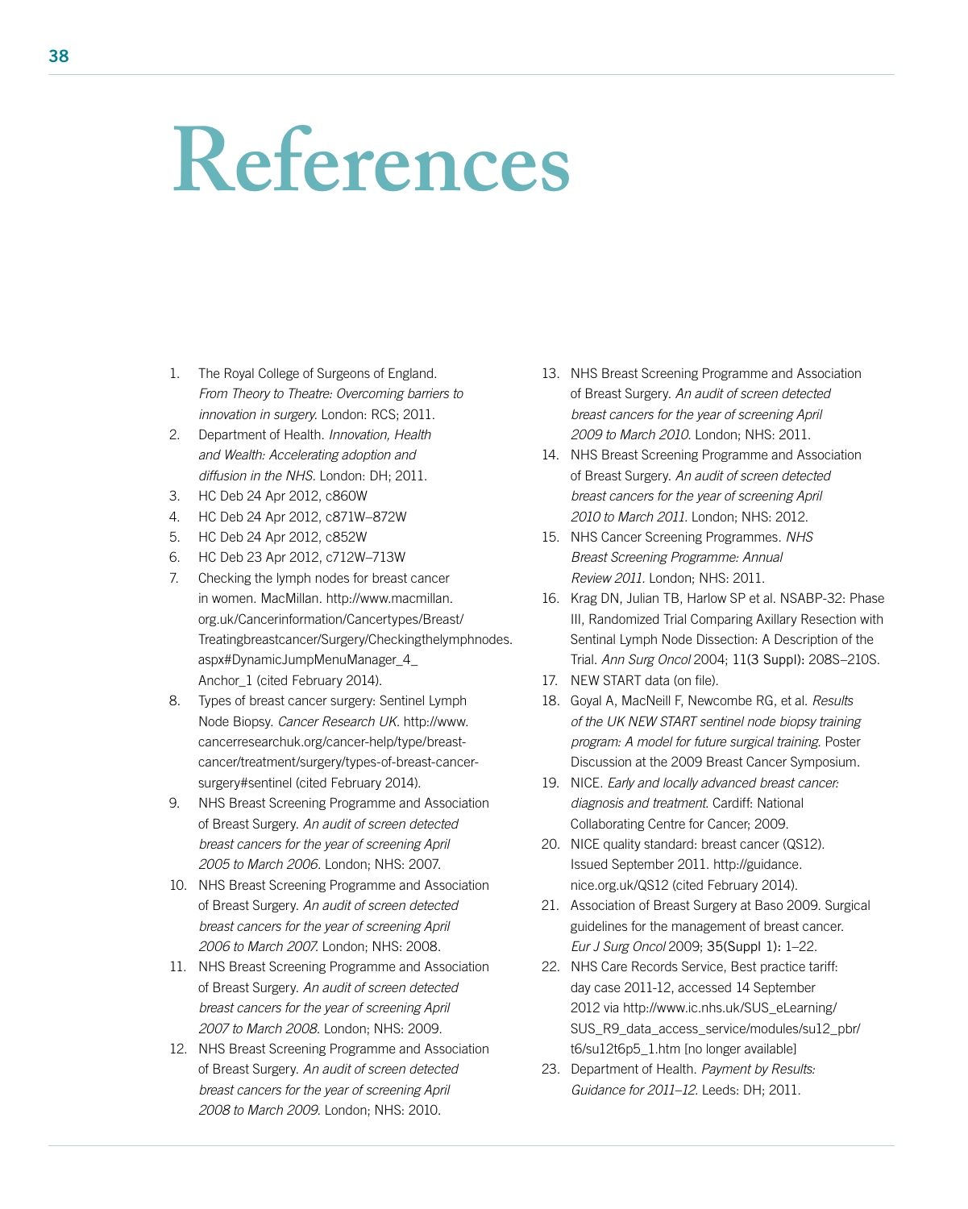# References

1. The Royal College of Surgeons of England. *From Theory to Theatre: Overcoming barriers to innovation in surgery.* London: RCS; 2011.
2. Department of Health. *Innovation, Health and Wealth: Accelerating adoption and diffusion in the NHS*. London: DH; 2011.
3. HC Deb 24 Apr 2012, c860W
4. HC Deb 24 Apr 2012, c871W–872W
5. HC Deb 24 Apr 2012, c852W
6. HC Deb 23 Apr 2012, c712W–713W
7. Checking the lymph nodes for breast cancer in women. MacMillan. http://www.macmillan.org.uk/Cancerinformation/Cancertypes/Breast/Treatingbreastcancer/Surgery/Checkingthelymphnodes.aspx#DynamicJumpMenuManager_4_Anchor_1 (cited February 2014).
8. Types of breast cancer surgery: Sentinel Lymph Node Biopsy. *Cancer Research UK*. http://www.cancerresearchuk.org/cancer-help/type/breast-cancer/treatment/surgery/types-of-breast-cancer-surgery#sentinel (cited February 2014).
9. NHS Breast Screening Programme and Association of Breast Surgery. *An audit of screen detected breast cancers for the year of screening April 2005 to March 2006.* London; NHS: 2007.
10. NHS Breast Screening Programme and Association of Breast Surgery. *An audit of screen detected breast cancers for the year of screening April 2006 to March 2007.* London; NHS: 2008.
11. NHS Breast Screening Programme and Association of Breast Surgery. *An audit of screen detected breast cancers for the year of screening April 2007 to March 2008.* London; NHS: 2009.
12. NHS Breast Screening Programme and Association of Breast Surgery. *An audit of screen detected breast cancers for the year of screening April 2008 to March 2009.* London; NHS: 2010.
13. NHS Breast Screening Programme and Association of Breast Surgery. *An audit of screen detected breast cancers for the year of screening April 2009 to March 2010.* London; NHS: 2011.
14. NHS Breast Screening Programme and Association of Breast Surgery. *An audit of screen detected breast cancers for the year of screening April 2010 to March 2011.* London; NHS: 2012.
15. NHS Cancer Screening Programmes. *NHS Breast Screening Programme: Annual Review 2011.* London; NHS: 2011.
16. Krag DN, Julian TB, Harlow SP et al. NSABP-32: Phase III, Randomized Trial Comparing Axillary Resection with Sentinal Lymph Node Dissection: A Description of the Trial. *Ann Surg Oncol* 2004; 11(3 Suppl): 208S–210S.
17. NEW START data (on file).
18. Goyal A, MacNeill F, Newcombe RG, et al. *Results of the UK NEW START sentinel node biopsy training program: A model for future surgical training.* Poster Discussion at the 2009 Breast Cancer Symposium.
19. NICE. *Early and locally advanced breast cancer: diagnosis and treatment.* Cardiff: National Collaborating Centre for Cancer; 2009.
20. NICE quality standard: breast cancer (QS12). Issued September 2011. http://guidance.nice.org.uk/QS12 (cited February 2014).
21. Association of Breast Surgery at Baso 2009. Surgical guidelines for the management of breast cancer. *Eur J Surg Oncol* 2009; 35(Suppl 1): 1–22.
22. NHS Care Records Service, Best practice tariff: day case 2011-12, accessed 14 September 2012 via http://www.ic.nhs.uk/SUS_eLearning/SUS_R9_data_access_service/modules/su12_pbr/t6/su12t6p5_1.htm [no longer available]
23. Department of Health. *Payment by Results: Guidance for 2011–12.* Leeds: DH; 2011.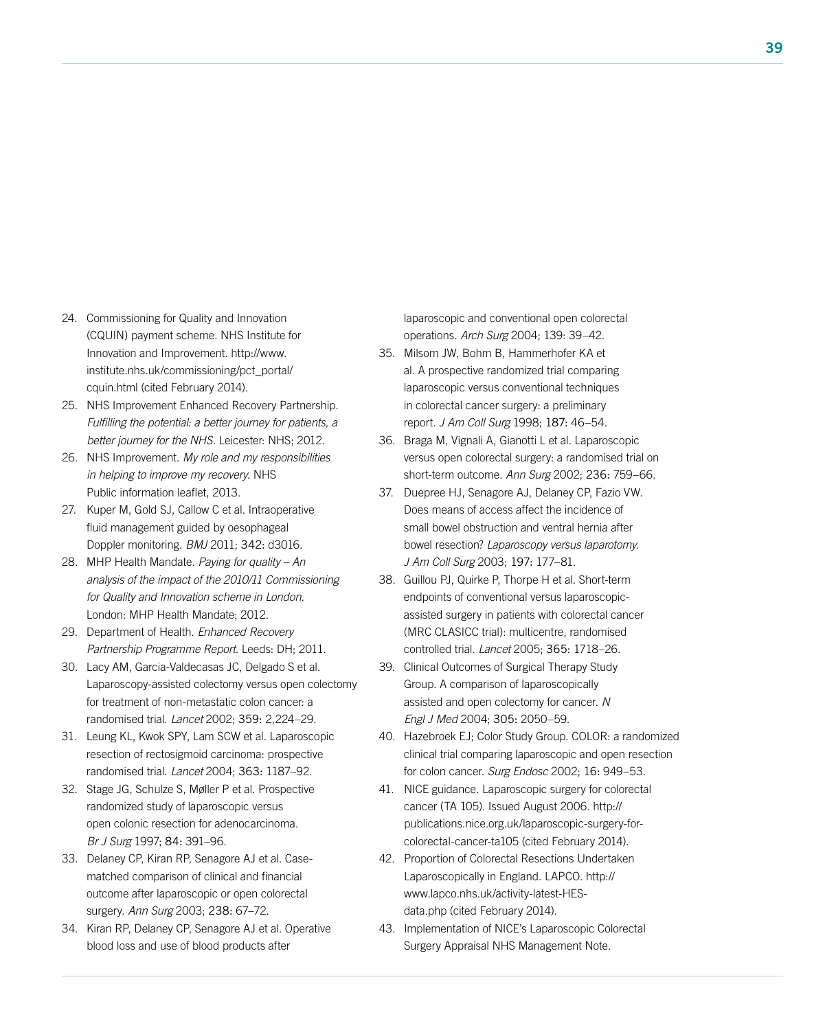24. Commissioning for Quality and Innovation (CQUIN) payment scheme. NHS Institute for Innovation and Improvement. http://www.institute.nhs.uk/commissioning/pct_portal/cquin.html (cited February 2014).
25. NHS Improvement Enhanced Recovery Partnership. *Fulfilling the potential: a better journey for patients, a better journey for the NHS.* Leicester: NHS; 2012.
26. NHS Improvement. *My role and my responsibilities in helping to improve my recovery.* NHS Public information leaflet, 2013.
27. Kuper M, Gold SJ, Callow C et al. Intraoperative fluid management guided by oesophageal Doppler monitoring. *BMJ* 2011; 342: d3016.
28. MHP Health Mandate. *Paying for quality – An analysis of the impact of the 2010/11 Commissioning for Quality and Innovation scheme in London.* London: MHP Health Mandate; 2012.
29. Department of Health. *Enhanced Recovery Partnership Programme Report.* Leeds: DH; 2011.
30. Lacy AM, Garcia-Valdecasas JC, Delgado S et al. Laparoscopy-assisted colectomy versus open colectomy for treatment of non-metastatic colon cancer: a randomised trial. *Lancet* 2002; 359: 2,224–29.
31. Leung KL, Kwok SPY, Lam SCW et al. Laparoscopic resection of rectosigmoid carcinoma: prospective randomised trial. *Lancet* 2004; 363: 1187–92.
32. Stage JG, Schulze S, Møller P et al. Prospective randomized study of laparoscopic versus open colonic resection for adenocarcinoma. *Br J Surg* 1997; 84: 391–96.
33. Delaney CP, Kiran RP, Senagore AJ et al. Case-matched comparison of clinical and financial outcome after laparoscopic or open colorectal surgery. *Ann Surg* 2003; 238: 67–72.
34. Kiran RP, Delaney CP, Senagore AJ et al. Operative blood loss and use of blood products after laparoscopic and conventional open colorectal operations. *Arch Surg* 2004; 139: 39–42.
35. Milsom JW, Bohm B, Hammerhofer KA et al. A prospective randomized trial comparing laparoscopic versus conventional techniques in colorectal cancer surgery: a preliminary report. *J Am Coll Surg* 1998; 187: 46–54.
36. Braga M, Vignali A, Gianotti L et al. Laparoscopic versus open colorectal surgery: a randomised trial on short-term outcome. *Ann Surg* 2002; 236: 759–66.
37. Duepree HJ, Senagore AJ, Delaney CP, Fazio VW. Does means of access affect the incidence of small bowel obstruction and ventral hernia after bowel resection? *Laparoscopy versus laparotomy. J Am Coll Surg* 2003; 197: 177–81.
38. Guillou PJ, Quirke P, Thorpe H et al. Short-term endpoints of conventional versus laparoscopic-assisted surgery in patients with colorectal cancer (MRC CLASICC trial): multicentre, randomised controlled trial. *Lancet* 2005; 365: 1718–26.
39. Clinical Outcomes of Surgical Therapy Study Group. A comparison of laparoscopically assisted and open colectomy for cancer. *N Engl J Med* 2004; 305: 2050–59.
40. Hazebroek EJ; Color Study Group. COLOR: a randomized clinical trial comparing laparoscopic and open resection for colon cancer. *Surg Endosc* 2002; 16: 949–53.
41. NICE guidance. Laparoscopic surgery for colorectal cancer (TA 105). Issued August 2006. http://publications.nice.org.uk/laparoscopic-surgery-for-colorectal-cancer-ta105 (cited February 2014).
42. Proportion of Colorectal Resections Undertaken Laparoscopically in England. LAPCO. http://www.lapco.nhs.uk/activity-latest-HES-data.php (cited February 2014).
43. Implementation of NICE's Laparoscopic Colorectal Surgery Appraisal NHS Management Note.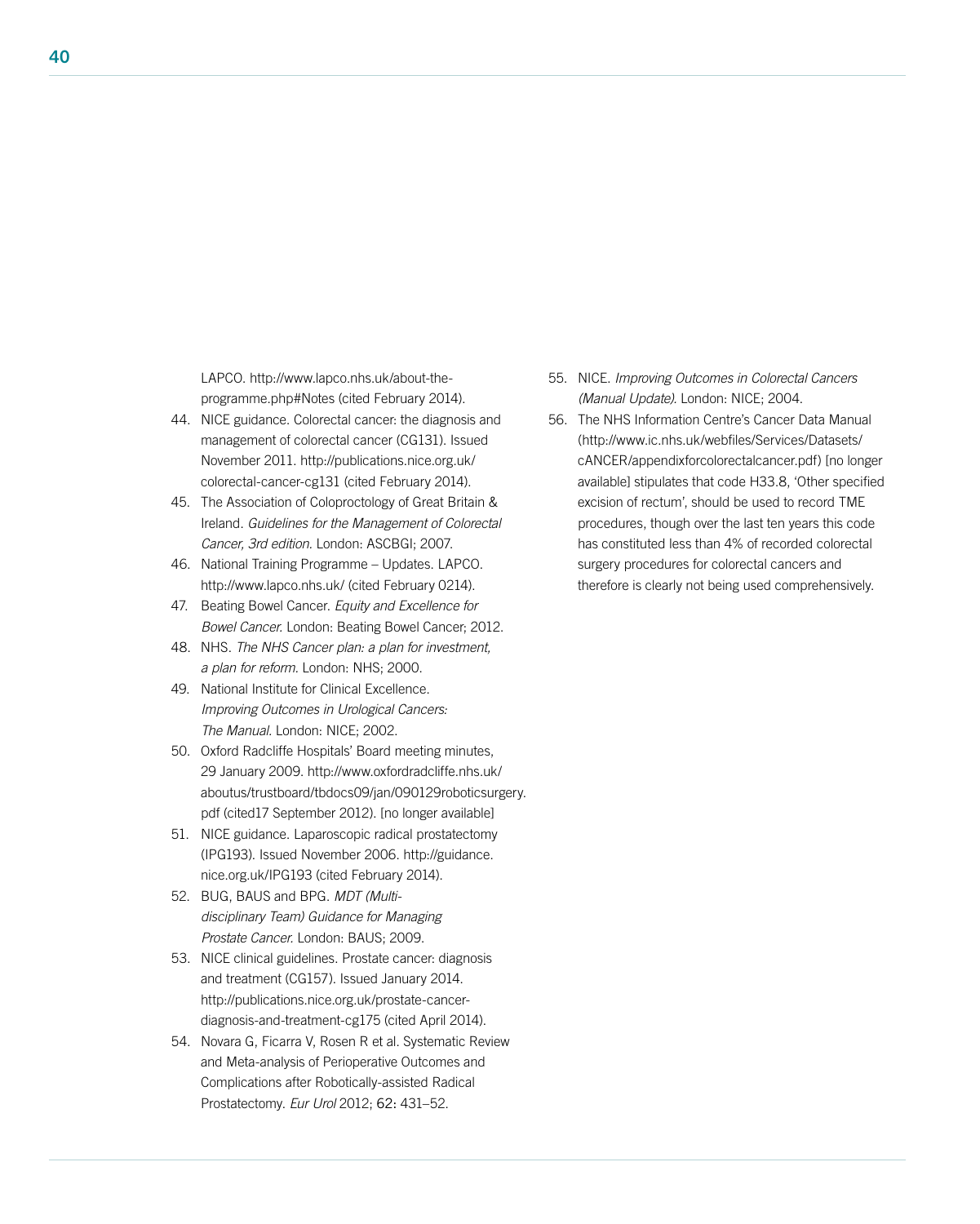LAPCO. http://www.lapco.nhs.uk/about-the-programme.php#Notes (cited February 2014).

44. NICE guidance. Colorectal cancer: the diagnosis and management of colorectal cancer (CG131). Issued November 2011. http://publications.nice.org.uk/colorectal-cancer-cg131 (cited February 2014).
45. The Association of Coloproctology of Great Britain & Ireland. *Guidelines for the Management of Colorectal Cancer, 3rd edition.* London: ASCBGI; 2007.
46. National Training Programme – Updates. LAPCO. http://www.lapco.nhs.uk/ (cited February 0214).
47. Beating Bowel Cancer. *Equity and Excellence for Bowel Cancer.* London: Beating Bowel Cancer; 2012.
48. NHS. *The NHS Cancer plan: a plan for investment, a plan for reform.* London: NHS; 2000.
49. National Institute for Clinical Excellence. *Improving Outcomes in Urological Cancers: The Manual.* London: NICE; 2002.
50. Oxford Radcliffe Hospitals' Board meeting minutes, 29 January 2009. http://www.oxfordradcliffe.nhs.uk/aboutus/trustboard/tbdocs09/jan/090129roboticsurgery.pdf (cited17 September 2012). [no longer available]
51. NICE guidance. Laparoscopic radical prostatectomy (IPG193). Issued November 2006. http://guidance.nice.org.uk/IPG193 (cited February 2014).
52. BUG, BAUS and BPG. *MDT (Multi-disciplinary Team) Guidance for Managing Prostate Cancer.* London: BAUS; 2009.
53. NICE clinical guidelines. Prostate cancer: diagnosis and treatment (CG157). Issued January 2014. http://publications.nice.org.uk/prostate-cancer-diagnosis-and-treatment-cg175 (cited April 2014).
54. Novara G, Ficarra V, Rosen R et al. Systematic Review and Meta-analysis of Perioperative Outcomes and Complications after Robotically-assisted Radical Prostatectomy. *Eur Urol* 2012; 62: 431–52.
55. NICE. *Improving Outcomes in Colorectal Cancers (Manual Update).* London: NICE; 2004.
56. The NHS Information Centre's Cancer Data Manual (http://www.ic.nhs.uk/webfiles/Services/Datasets/cANCER/appendixforcolorectalcancer.pdf) [no longer available] stipulates that code H33.8, 'Other specified excision of rectum', should be used to record TME procedures, though over the last ten years this code has constituted less than 4% of recorded colorectal surgery procedures for colorectal cancers and therefore is clearly not being used comprehensively.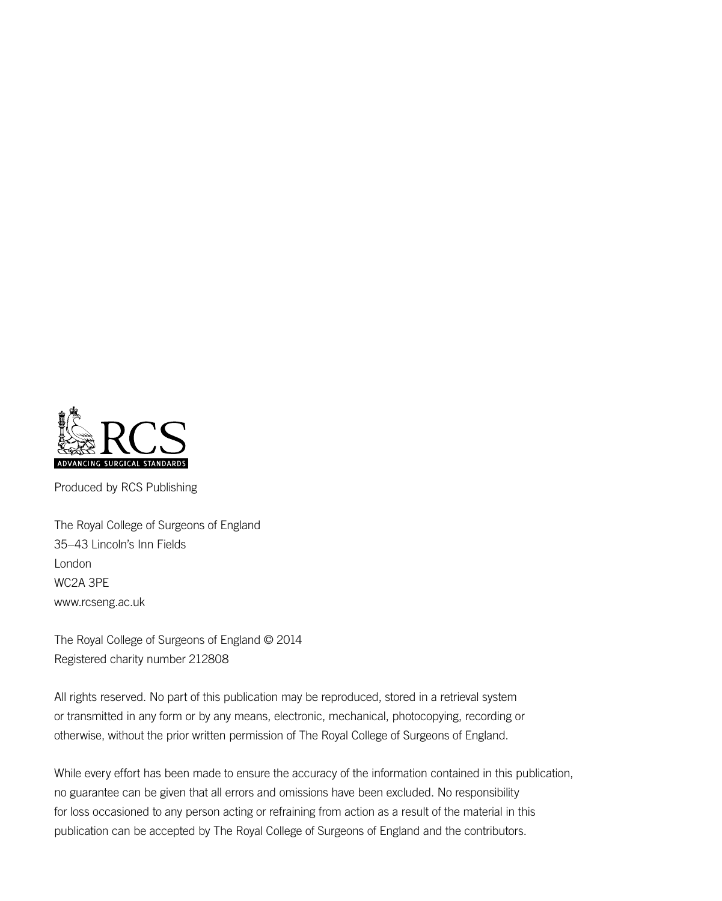RCS

ADVANCING SURGICAL STANDARDS

Produced by RCS Publishing

The Royal College of Surgeons of England
35–43 Lincoln's Inn Fields
London
WC2A 3PE
www.rcseng.ac.uk

The Royal College of Surgeons of England © 2014
Registered charity number 212808

All rights reserved. No part of this publication may be reproduced, stored in a retrieval system or transmitted in any form or by any means, electronic, mechanical, photocopying, recording or otherwise, without the prior written permission of The Royal College of Surgeons of England.

While every effort has been made to ensure the accuracy of the information contained in this publication, no guarantee can be given that all errors and omissions have been excluded. No responsibility for loss occasioned to any person acting or refraining from action as a result of the material in this publication can be accepted by The Royal College of Surgeons of England and the contributors.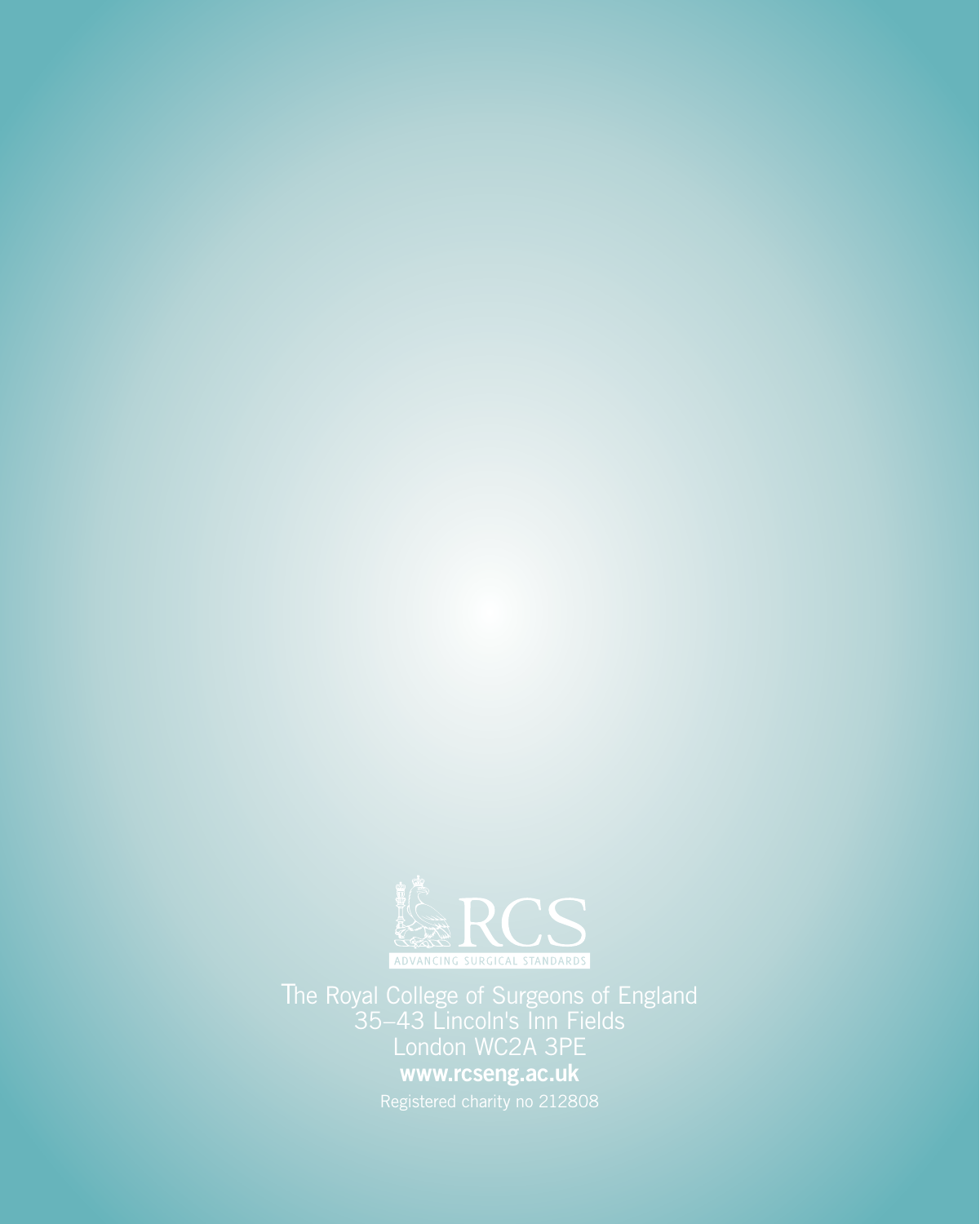RCS

ADVANCING SURGICAL STANDARDS

The Royal College of Surgeons of England
35–43 Lincoln's Inn Fields
London WC2A 3PE
**www.rcseng.ac.uk**
Registered charity no 212808